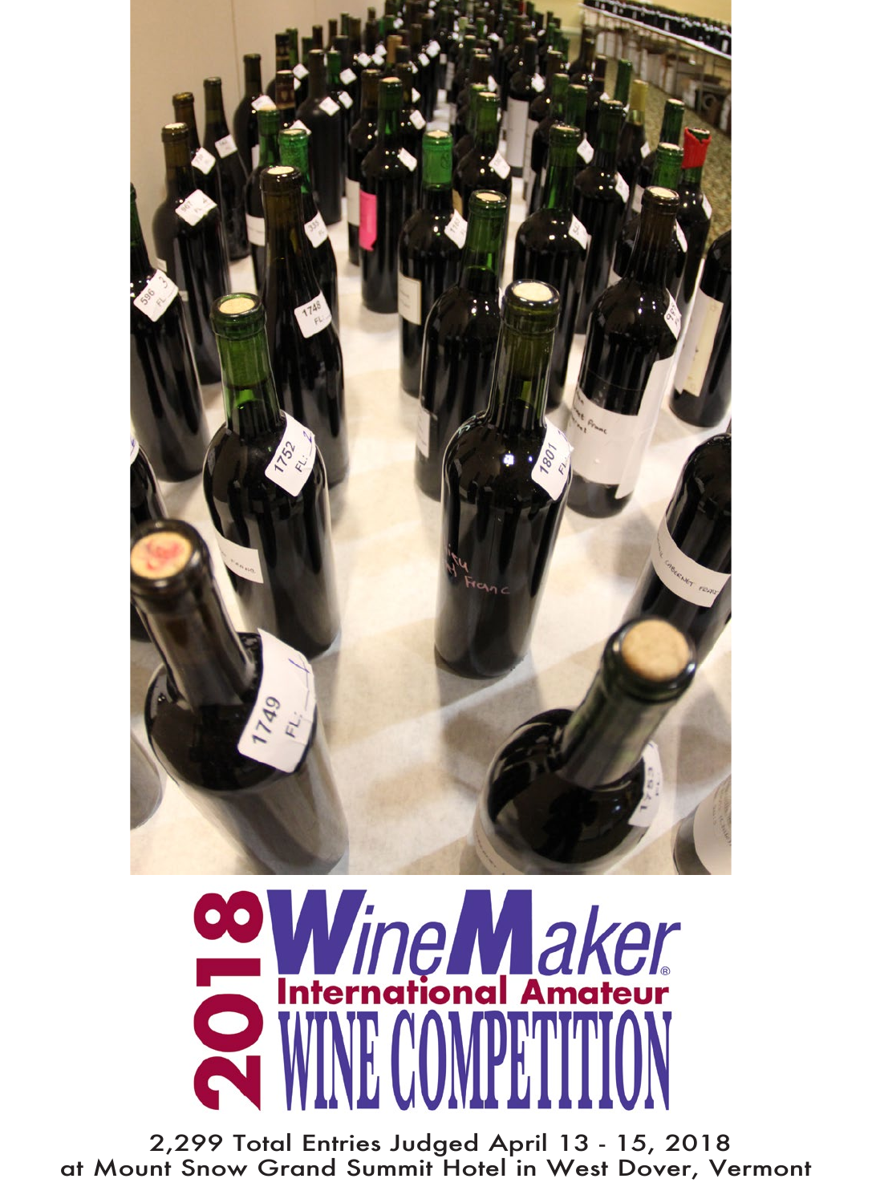# 2018 WineMaker® International Amateur WINE COMPETITION

2,299 Total Entries Judged April 13 - 15, 2018
at Mount Snow Grand Summit Hotel in West Dover, Vermont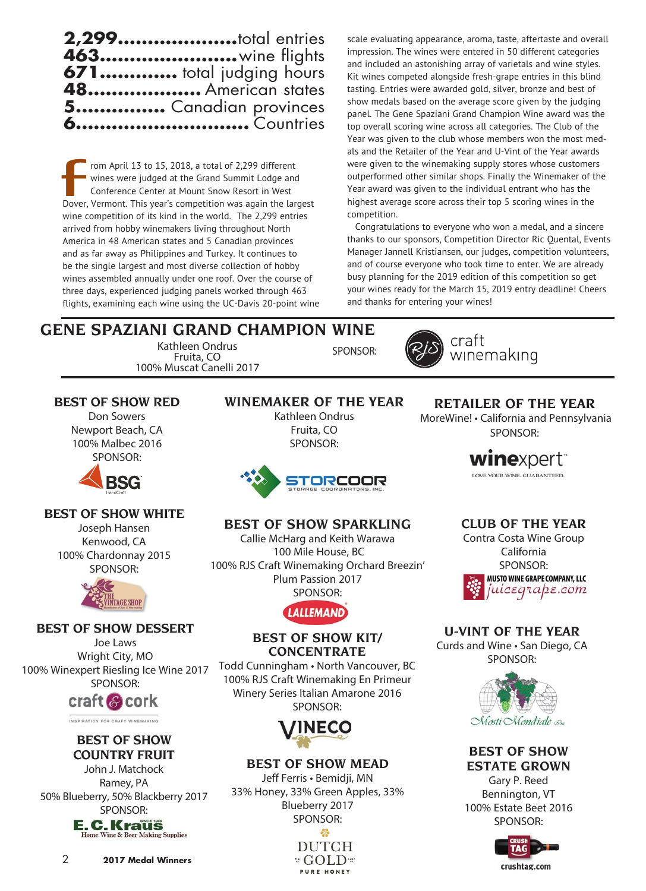**2,299**......................total entries
**463**.........................wine flights
**671**.............. total judging hours
**48**.................... American states
**5**................ Canadian provinces
**6**................................ Countries

From April 13 to 15, 2018, a total of 2,299 different wines were judged at the Grand Summit Lodge and Conference Center at Mount Snow Resort in West Dover, Vermont. This year's competition was again the largest wine competition of its kind in the world. The 2,299 entries arrived from hobby winemakers living throughout North America in 48 American states and 5 Canadian provinces and as far away as Philippines and Turkey. It continues to be the single largest and most diverse collection of hobby wines assembled annually under one roof. Over the course of three days, experienced judging panels worked through 463 flights, examining each wine using the UC-Davis 20-point wine scale evaluating appearance, aroma, taste, aftertaste and overall impression. The wines were entered in 50 different categories and included an astonishing array of varietals and wine styles. Kit wines competed alongside fresh-grape entries in this blind tasting. Entries were awarded gold, silver, bronze and best of show medals based on the average score given by the judging panel. The Gene Spaziani Grand Champion Wine award was the top overall scoring wine across all categories. The Club of the Year was given to the club whose members won the most medals and the Retailer of the Year and U-Vint of the Year awards were given to the winemaking supply stores whose customers outperformed other similar shops. Finally the Winemaker of the Year award was given to the individual entrant who has the highest average score across their top 5 scoring wines in the competition.

Congratulations to everyone who won a medal, and a sincere thanks to our sponsors, Competition Director Ric Quental, Events Manager Jannell Kristiansen, our judges, competition volunteers, and of course everyone who took time to enter. We are already busy planning for the 2019 edition of this competition so get your wines ready for the March 15, 2019 entry deadline! Cheers and thanks for entering your wines!

## GENE SPAZIANI GRAND CHAMPION WINE

Kathleen Ondrus
Fruita, CO
100% Muscat Canelli 2017

SPONSOR: RJS craft winemaking

### BEST OF SHOW RED

Don Sowers
Newport Beach, CA
100% Malbec 2016
SPONSOR: BSG HandCraft

### BEST OF SHOW WHITE

Joseph Hansen
Kenwood, CA
100% Chardonnay 2015
SPONSOR: The Vintage Shop

### BEST OF SHOW DESSERT

Joe Laws
Wright City, MO
100% Winexpert Riesling Ice Wine 2017
SPONSOR: craft & cork

### BEST OF SHOW COUNTRY FRUIT

John J. Matchock
Ramey, PA
50% Blueberry, 50% Blackberry 2017
SPONSOR: E. C. Kraus Home Wine & Beer Making Supplies

### WINEMAKER OF THE YEAR

Kathleen Ondrus
Fruita, CO
SPONSOR: STORCOOR Storage Coordinators, Inc.

### BEST OF SHOW SPARKLING

Callie McHarg and Keith Warawa
100 Mile House, BC
100% RJS Craft Winemaking Orchard Breezin' Plum Passion 2017
SPONSOR: LALLEMAND

### BEST OF SHOW KIT/ CONCENTRATE

Todd Cunningham • North Vancouver, BC
100% RJS Craft Winemaking En Primeur Winery Series Italian Amarone 2016
SPONSOR: VINECO

### BEST OF SHOW MEAD

Jeff Ferris • Bemidji, MN
33% Honey, 33% Green Apples, 33% Blueberry 2017
SPONSOR: Dutch Gold Pure Honey

### RETAILER OF THE YEAR

MoreWine! • California and Pennsylvania
SPONSOR: winexpert — Love your wine. Guaranteed.

### CLUB OF THE YEAR

Contra Costa Wine Group
California
SPONSOR: Musto Wine Grape Company, LLC juicegrape.com

### U-VINT OF THE YEAR

Curds and Wine • San Diego, CA
SPONSOR: Mosti Mondiale

### BEST OF SHOW ESTATE GROWN

Gary P. Reed
Bennington, VT
100% Estate Beet 2016
SPONSOR: Crush Tag crushtag.com

2017 Medal Winners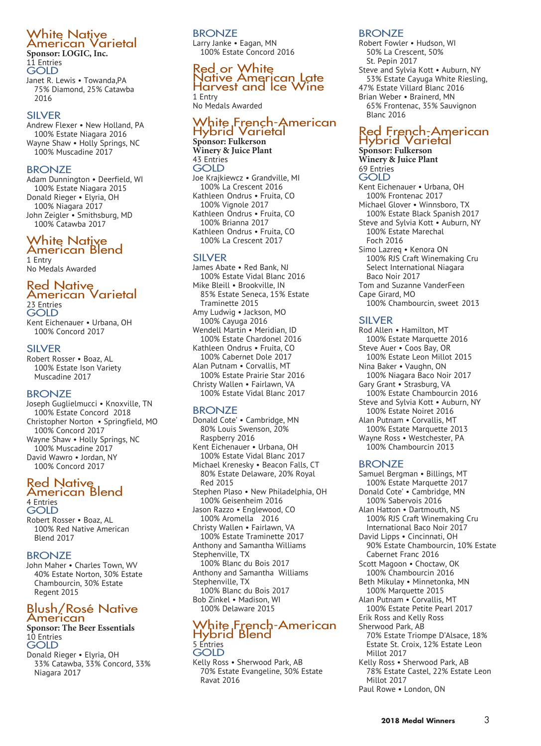## White Native American Varietal

**Sponsor: LOGIC, Inc.**

11 Entries

### GOLD

Janet R. Lewis • Towanda,PA
75% Diamond, 25% Catawba 2016

### SILVER

Andrew Flexer • New Holland, PA
100% Estate Niagara 2016

Wayne Shaw • Holly Springs, NC
100% Muscadine 2017

### BRONZE

Adam Dunnington • Deerfield, WI
100% Estate Niagara 2015

Donald Rieger • Elyria, OH
100% Niagara 2017

John Zeigler • Smithsburg, MD
100% Catawba 2017

## White Native American Blend

1 Entry

No Medals Awarded

## Red Native American Varietal

23 Entries

### GOLD

Kent Eichenauer • Urbana, OH
100% Concord 2017

### SILVER

Robert Rosser • Boaz, AL
100% Estate Ison Variety Muscadine 2017

### BRONZE

Joseph Guglielmucci • Knoxville, TN
100% Estate Concord 2018

Christopher Norton • Springfield, MO
100% Concord 2017

Wayne Shaw • Holly Springs, NC
100% Muscadine 2017

David Wawro • Jordan, NY
100% Concord 2017

## Red Native American Blend

4 Entries

### GOLD

Robert Rosser • Boaz, AL
100% Red Native American Blend 2017

### BRONZE

John Maher • Charles Town, WV
40% Estate Norton, 30% Estate Chambourcin, 30% Estate Regent 2015

## Blush/Rosé Native American

**Sponsor: The Beer Essentials**

10 Entries

### GOLD

Donald Rieger • Elyria, OH
33% Catawba, 33% Concord, 33% Niagara 2017

### BRONZE

Larry Janke • Eagan, MN
100% Estate Concord 2016

## Red or White Native American Late Harvest and Ice Wine

1 Entry

No Medals Awarded

## White French-American Hybrid Varietal

**Sponsor: Fulkerson Winery & Juice Plant**

43 Entries

### GOLD

Joe Krajkiewcz • Grandville, MI
100% La Crescent 2016

Kathleen Ondrus • Fruita, CO
100% Vignole 2017

Kathleen Ondrus • Fruita, CO
100% Brianna 2017

Kathleen Ondrus • Fruita, CO
100% La Crescent 2017

### SILVER

James Abate • Red Bank, NJ
100% Estate Vidal Blanc 2016

Mike Bleill • Brookville, IN
85% Estate Seneca, 15% Estate Traminette 2015

Amy Ludwig • Jackson, MO
100% Cayuga 2016

Wendell Martin • Meridian, ID
100% Estate Chardonel 2016

Kathleen Ondrus • Fruita, CO
100% Cabernet Dole 2017

Alan Putnam • Corvallis, MT
100% Estate Prairie Star 2016

Christy Wallen • Fairlawn, VA
100% Estate Vidal Blanc 2017

### BRONZE

Donald Cote' • Cambridge, MN
80% Louis Swenson, 20% Raspberry 2016

Kent Eichenauer • Urbana, OH
100% Estate Vidal Blanc 2017

Michael Krenesky • Beacon Falls, CT
80% Estate Delaware, 20% Royal Red 2015

Stephen Plaso • New Philadelphia, OH
100% Geisenheim 2016

Jason Razzo • Englewood, CO
100% Aromella 2016

Christy Wallen • Fairlawn, VA
100% Estate Traminette 2017

Anthony and Samantha Williams
Stephenville, TX
100% Blanc du Bois 2017

Anthony and Samantha Williams
Stephenville, TX
100% Blanc du Bois 2017

Bob Zinkel • Madison, WI
100% Delaware 2015

## White French-American Hybrid Blend

5 Entries

### GOLD

Kelly Ross • Sherwood Park, AB
70% Estate Evangeline, 30% Estate Ravat 2016

### BRONZE

Robert Fowler • Hudson, WI
50% La Crescent, 50% St. Pepin 2017

Steve and Sylvia Kott • Auburn, NY
53% Estate Cayuga White Riesling, 47% Estate Villard Blanc 2016

Brian Weber • Brainerd, MN
65% Frontenac, 35% Sauvignon Blanc 2016

## Red French-American Hybrid Varietal

**Sponsor: Fulkerson Winery & Juice Plant**

69 Entries

### GOLD

Kent Eichenauer • Urbana, OH
100% Frontenac 2017

Michael Glover • Winnsboro, TX
100% Estate Black Spanish 2017

Steve and Sylvia Kott • Auburn, NY
100% Estate Marechal Foch 2016

Simo Lazreq • Kenora ON
100% RJS Craft Winemaking Cru Select International Niagara Baco Noir 2017

Tom and Suzanne VanderFeen
Cape Girard, MO
100% Chambourcin, sweet 2013

### SILVER

Rod Allen • Hamilton, MT
100% Estate Marquette 2016

Steve Auer • Coos Bay, OR
100% Estate Leon Millot 2015

Nina Baker • Vaughn, ON
100% Niagara Baco Noir 2017

Gary Grant • Strasburg, VA
100% Estate Chambourcin 2016

Steve and Sylvia Kott • Auburn, NY
100% Estate Noiret 2016

Alan Putnam • Corvallis, MT
100% Estate Marquette 2013

Wayne Ross • Westchester, PA
100% Chambourcin 2013

### BRONZE

Samuel Bergman • Billings, MT
100% Estate Marquette 2017

Donald Cote' • Cambridge, MN
100% Sabervois 2016

Alan Hatton • Dartmouth, NS
100% RJS Craft Winemaking Cru International Baco Noir 2017

David Lipps • Cincinnati, OH
90% Estate Chambourcin, 10% Estate Cabernet Franc 2016

Scott Magoon • Choctaw, OK
100% Chambourcin 2016

Beth Mikulay • Minnetonka, MN
100% Marquette 2015

Alan Putnam • Corvallis, MT
100% Estate Petite Pearl 2017

Erik Ross and Kelly Ross
Sherwood Park, AB
70% Estate Triompe D'Alsace, 18% Estate St. Croix, 12% Estate Leon Millot 2017

Kelly Ross • Sherwood Park, AB
78% Estate Castel, 22% Estate Leon Millot 2017

Paul Rowe • London, ON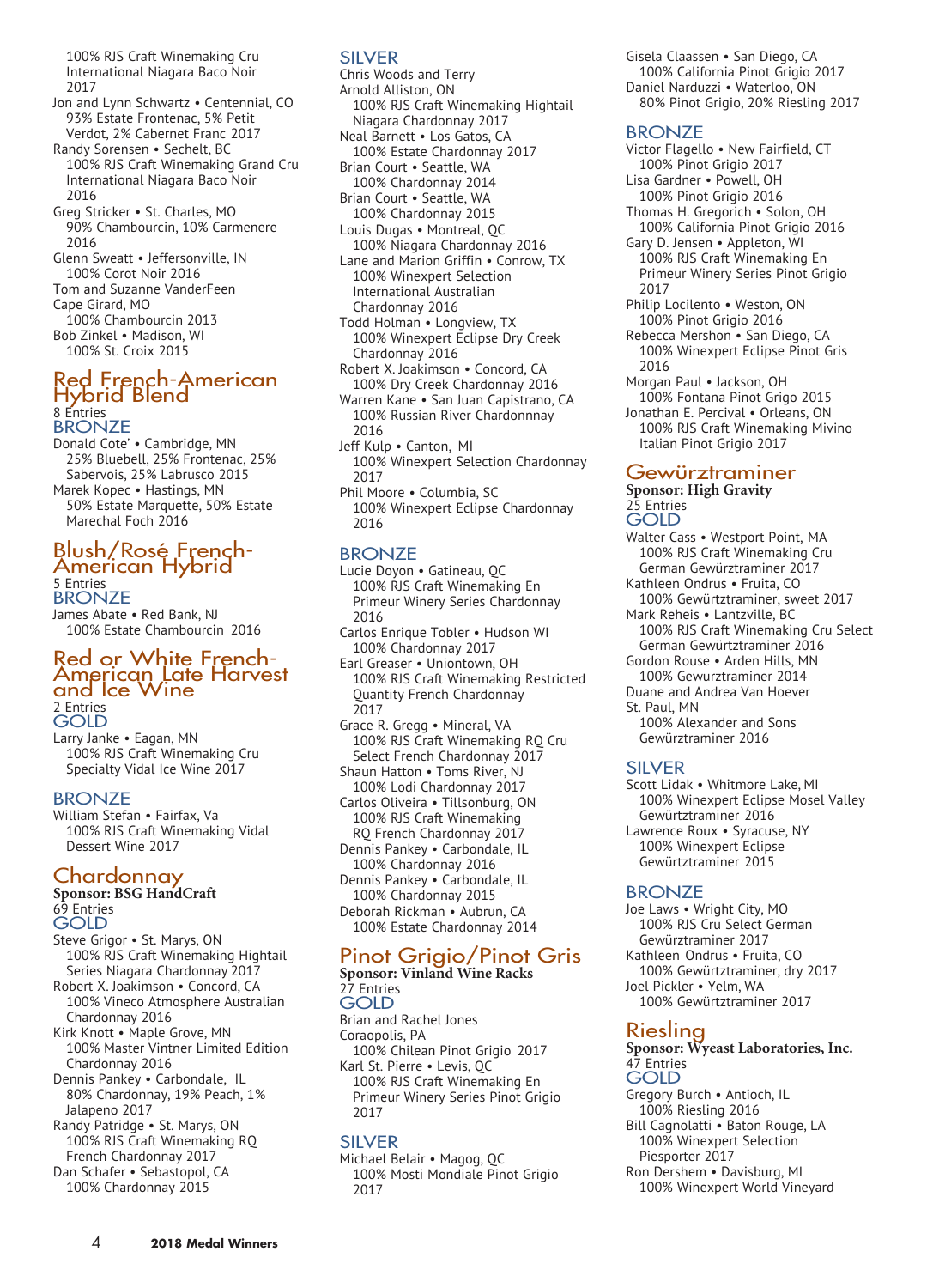100% RJS Craft Winemaking Cru International Niagara Baco Noir 2017

Jon and Lynn Schwartz • Centennial, CO
93% Estate Frontenac, 5% Petit Verdot, 2% Cabernet Franc 2017

Randy Sorensen • Sechelt, BC
100% RJS Craft Winemaking Grand Cru International Niagara Baco Noir 2016

Greg Stricker • St. Charles, MO
90% Chambourcin, 10% Carmenere 2016

Glenn Sweatt • Jeffersonville, IN
100% Corot Noir 2016

Tom and Suzanne VanderFeen
Cape Girard, MO
100% Chambourcin 2013

Bob Zinkel • Madison, WI
100% St. Croix 2015

## Red French-American Hybrid Blend

8 Entries

### BRONZE

Donald Cote' • Cambridge, MN
25% Bluebell, 25% Frontenac, 25% Sabervois, 25% Labrusco 2015

Marek Kopec • Hastings, MN
50% Estate Marquette, 50% Estate Marechal Foch 2016

## Blush/Rosé French-American Hybrid

5 Entries

### BRONZE

James Abate • Red Bank, NJ
100% Estate Chambourcin 2016

## Red or White French-American Late Harvest and Ice Wine

2 Entries

### GOLD

Larry Janke • Eagan, MN
100% RJS Craft Winemaking Cru Specialty Vidal Ice Wine 2017

### BRONZE

William Stefan • Fairfax, Va
100% RJS Craft Winemaking Vidal Dessert Wine 2017

## Chardonnay

**Sponsor: BSG HandCraft**

69 Entries

### GOLD

Steve Grigor • St. Marys, ON
100% RJS Craft Winemaking Hightail Series Niagara Chardonnay 2017

Robert X. Joakimson • Concord, CA
100% Vineco Atmosphere Australian Chardonnay 2016

Kirk Knott • Maple Grove, MN
100% Master Vintner Limited Edition Chardonnay 2016

Dennis Pankey • Carbondale, IL
80% Chardonnay, 19% Peach, 1% Jalapeno 2017

Randy Patridge • St. Marys, ON
100% RJS Craft Winemaking RQ French Chardonnay 2017

Dan Schafer • Sebastopol, CA
100% Chardonnay 2015

### SILVER

Chris Woods and Terry
Arnold Alliston, ON
100% RJS Craft Winemaking Hightail Niagara Chardonnay 2017

Neal Barnett • Los Gatos, CA
100% Estate Chardonnay 2017

Brian Court • Seattle, WA
100% Chardonnay 2014

Brian Court • Seattle, WA
100% Chardonnay 2015

Louis Dugas • Montreal, QC
100% Niagara Chardonnay 2016

Lane and Marion Griffin • Conrow, TX
100% Winexpert Selection International Australian Chardonnay 2016

Todd Holman • Longview, TX
100% Winexpert Eclipse Dry Creek Chardonnay 2016

Robert X. Joakimson • Concord, CA
100% Dry Creek Chardonnay 2016

Warren Kane • San Juan Capistrano, CA
100% Russian River Chardonnnay 2016

Jeff Kulp • Canton, MI
100% Winexpert Selection Chardonnay 2017

Phil Moore • Columbia, SC
100% Winexpert Eclipse Chardonnay 2016

### BRONZE

Lucie Doyon • Gatineau, QC
100% RJS Craft Winemaking En Primeur Winery Series Chardonnay 2016

Carlos Enrique Tobler • Hudson WI
100% Chardonnay 2017

Earl Greaser • Uniontown, OH
100% RJS Craft Winemaking Restricted Quantity French Chardonnay 2017

Grace R. Gregg • Mineral, VA
100% RJS Craft Winemaking RQ Cru Select French Chardonnay 2017

Shaun Hatton • Toms River, NJ
100% Lodi Chardonnay 2017

Carlos Oliveira • Tillsonburg, ON
100% RJS Craft Winemaking RQ French Chardonnay 2017

Dennis Pankey • Carbondale, IL
100% Chardonnay 2016

Dennis Pankey • Carbondale, IL
100% Chardonnay 2015

Deborah Rickman • Aubrun, CA
100% Estate Chardonnay 2014

## Pinot Grigio/Pinot Gris

**Sponsor: Vinland Wine Racks**

27 Entries

### GOLD

Brian and Rachel Jones
Coraopolis, PA
100% Chilean Pinot Grigio 2017

Karl St. Pierre • Levis, QC
100% RJS Craft Winemaking En Primeur Winery Series Pinot Grigio 2017

### SILVER

Michael Belair • Magog, QC
100% Mosti Mondiale Pinot Grigio 2017

Gisela Claassen • San Diego, CA
100% California Pinot Grigio 2017

Daniel Narduzzi • Waterloo, ON
80% Pinot Grigio, 20% Riesling 2017

### BRONZE

Victor Flagello • New Fairfield, CT
100% Pinot Grigio 2017

Lisa Gardner • Powell, OH
100% Pinot Grigio 2016

Thomas H. Gregorich • Solon, OH
100% California Pinot Grigio 2016

Gary D. Jensen • Appleton, WI
100% RJS Craft Winemaking En Primeur Winery Series Pinot Grigio 2017

Philip Locilento • Weston, ON
100% Pinot Grigio 2016

Rebecca Mershon • San Diego, CA
100% Winexpert Eclipse Pinot Gris 2016

Morgan Paul • Jackson, OH
100% Fontana Pinot Grigo 2015

Jonathan E. Percival • Orleans, ON
100% RJS Craft Winemaking Mivino Italian Pinot Grigio 2017

## Gewürztraminer

**Sponsor: High Gravity**

25 Entries

### GOLD

Walter Cass • Westport Point, MA
100% RJS Craft Winemaking Cru German Gewürztraminer 2017

Kathleen Ondrus • Fruita, CO
100% Gewürztraminer, sweet 2017

Mark Reheis • Lantzville, BC
100% RJS Craft Winemaking Cru Select German Gewürztraminer 2016

Gordon Rouse • Arden Hills, MN
100% Gewurztraminer 2014

Duane and Andrea Van Hoever
St. Paul, MN
100% Alexander and Sons Gewürztraminer 2016

### SILVER

Scott Lidak • Whitmore Lake, MI
100% Winexpert Eclipse Mosel Valley Gewürtztraminer 2016

Lawrence Roux • Syracuse, NY
100% Winexpert Eclipse Gewürtztraminer 2015

### BRONZE

Joe Laws • Wright City, MO
100% RJS Cru Select German Gewürztraminer 2017

Kathleen Ondrus • Fruita, CO
100% Gewürztraminer, dry 2017

Joel Pickler • Yelm, WA
100% Gewürztraminer 2017

## Riesling

**Sponsor: Wyeast Laboratories, Inc.**

47 Entries

### GOLD

Gregory Burch • Antioch, IL
100% Riesling 2016

Bill Cagnolatti • Baton Rouge, LA
100% Winexpert Selection Piesporter 2017

Ron Dershem • Davisburg, MI
100% Winexpert World Vineyard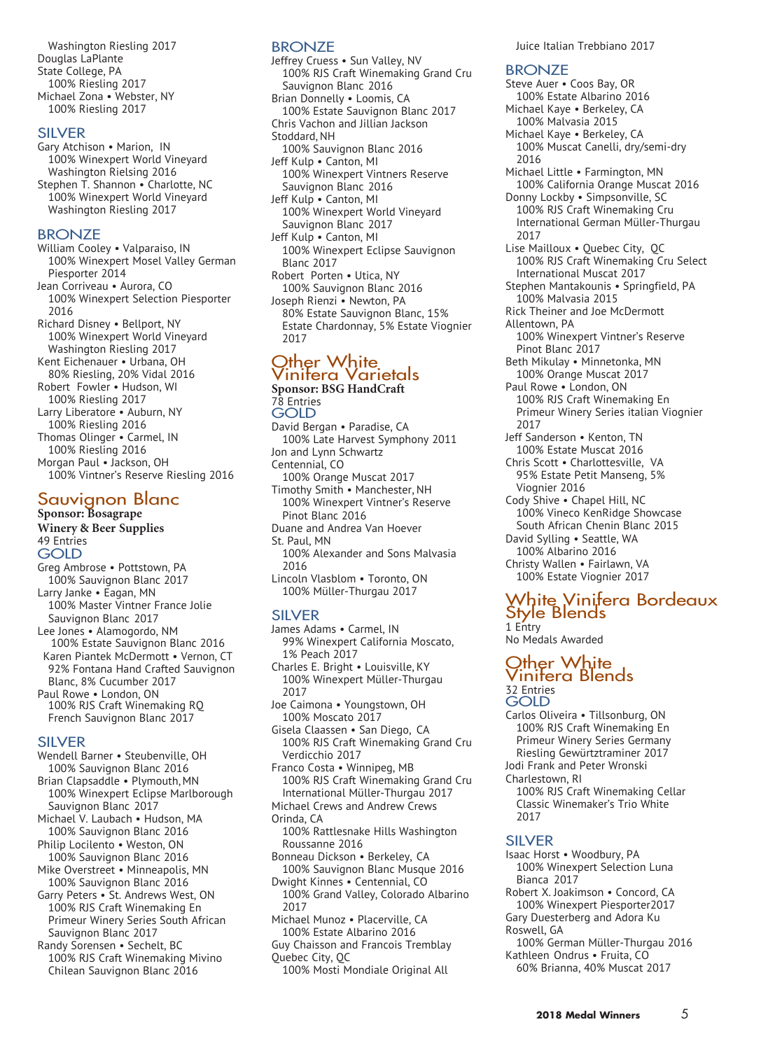Washington Riesling 2017
Douglas LaPlante
State College, PA
100% Riesling 2017
Michael Zona • Webster, NY
100% Riesling 2017

### SILVER

Gary Atchison • Marion, IN
100% Winexpert World Vineyard Washington Rielsing 2016
Stephen T. Shannon • Charlotte, NC
100% Winexpert World Vineyard Washington Riesling 2017

### BRONZE

William Cooley • Valparaiso, IN
100% Winexpert Mosel Valley German Piesporter 2014
Jean Corriveau • Aurora, CO
100% Winexpert Selection Piesporter 2016
Richard Disney • Bellport, NY
100% Winexpert World Vineyard Washington Riesling 2017
Kent Eichenauer • Urbana, OH
80% Riesling, 20% Vidal 2016
Robert Fowler • Hudson, WI
100% Riesling 2017
Larry Liberatore • Auburn, NY
100% Riesling 2016
Thomas Olinger • Carmel, IN
100% Riesling 2016
Morgan Paul • Jackson, OH
100% Vintner's Reserve Riesling 2016

## Sauvignon Blanc

**Sponsor: Bosagrape Winery & Beer Supplies**
49 Entries

### GOLD

Greg Ambrose • Pottstown, PA
100% Sauvignon Blanc 2017
Larry Janke • Eagan, MN
100% Master Vintner France Jolie Sauvignon Blanc 2017
Lee Jones • Alamogordo, NM
100% Estate Sauvignon Blanc 2016
Karen Piantek McDermott • Vernon, CT
92% Fontana Hand Crafted Sauvignon Blanc, 8% Cucumber 2017
Paul Rowe • London, ON
100% RJS Craft Winemaking RQ French Sauvignon Blanc 2017

### SILVER

Wendell Barner • Steubenville, OH
100% Sauvignon Blanc 2016
Brian Clapsaddle • Plymouth, MN
100% Winexpert Eclipse Marlborough Sauvignon Blanc 2017
Michael V. Laubach • Hudson, MA
100% Sauvignon Blanc 2016
Philip Locilento • Weston, ON
100% Sauvignon Blanc 2016
Mike Overstreet • Minneapolis, MN
100% Sauvignon Blanc 2016
Garry Peters • St. Andrews West, ON
100% RJS Craft Winemaking En Primeur Winery Series South African Sauvignon Blanc 2017
Randy Sorensen • Sechelt, BC
100% RJS Craft Winemaking Mivino Chilean Sauvignon Blanc 2016

### BRONZE

Jeffrey Cruess • Sun Valley, NV
100% RJS Craft Winemaking Grand Cru Sauvignon Blanc 2016
Brian Donnelly • Loomis, CA
100% Estate Sauvignon Blanc 2017
Chris Vachon and Jillian Jackson
Stoddard, NH
100% Sauvignon Blanc 2016
Jeff Kulp • Canton, MI
100% Winexpert Vintners Reserve Sauvignon Blanc 2016
Jeff Kulp • Canton, MI
100% Winexpert World Vineyard Sauvignon Blanc 2017
Jeff Kulp • Canton, MI
100% Winexpert Eclipse Sauvignon Blanc 2017
Robert Porten • Utica, NY
100% Sauvignon Blanc 2016
Joseph Rienzi • Newton, PA
80% Estate Sauvignon Blanc, 15% Estate Chardonnay, 5% Estate Viognier 2017

## Other White Vinifera Varietals

**Sponsor: BSG HandCraft**
78 Entries

### GOLD

David Bergan • Paradise, CA
100% Late Harvest Symphony 2011
Jon and Lynn Schwartz
Centennial, CO
100% Orange Muscat 2017
Timothy Smith • Manchester, NH
100% Winexpert Vintner's Reserve Pinot Blanc 2016
Duane and Andrea Van Hoever
St. Paul, MN
100% Alexander and Sons Malvasia 2016
Lincoln Vlasblom • Toronto, ON
100% Müller-Thurgau 2017

### SILVER

James Adams • Carmel, IN
99% Winexpert California Moscato, 1% Peach 2017
Charles E. Bright • Louisville, KY
100% Winexpert Müller-Thurgau 2017
Joe Caimona • Youngstown, OH
100% Moscato 2017
Gisela Claassen • San Diego, CA
100% RJS Craft Winemaking Grand Cru Verdicchio 2017
Franco Costa • Winnipeg, MB
100% RJS Craft Winemaking Grand Cru International Müller-Thurgau 2017
Michael Crews and Andrew Crews
Orinda, CA
100% Rattlesnake Hills Washington Roussanne 2016
Bonneau Dickson • Berkeley, CA
100% Sauvignon Blanc Musque 2016
Dwight Kinnes • Centennial, CO
100% Grand Valley, Colorado Albarino 2017
Michael Munoz • Placerville, CA
100% Estate Albarino 2016
Guy Chaisson and Francois Tremblay
Quebec City, QC
100% Mosti Mondiale Original All Juice Italian Trebbiano 2017

### BRONZE

Steve Auer • Coos Bay, OR
100% Estate Albarino 2016
Michael Kaye • Berkeley, CA
100% Malvasia 2015
Michael Kaye • Berkeley, CA
100% Muscat Canelli, dry/semi-dry 2016
Michael Little • Farmington, MN
100% California Orange Muscat 2016
Donny Lockby • Simpsonville, SC
100% RJS Craft Winemaking Cru International German Müller-Thurgau 2017
Lise Mailloux • Quebec City, QC
100% RJS Craft Winemaking Cru Select International Muscat 2017
Stephen Mantakounis • Springfield, PA
100% Malvasia 2015
Rick Theiner and Joe McDermott
Allentown, PA
100% Winexpert Vintner's Reserve Pinot Blanc 2017
Beth Mikulay • Minnetonka, MN
100% Orange Muscat 2017
Paul Rowe • London, ON
100% RJS Craft Winemaking En Primeur Winery Series italian Viognier 2017
Jeff Sanderson • Kenton, TN
100% Estate Muscat 2016
Chris Scott • Charlottesville, VA
95% Estate Petit Manseng, 5% Viognier 2016
Cody Shive • Chapel Hill, NC
100% Vineco KenRidge Showcase South African Chenin Blanc 2015
David Sylling • Seattle, WA
100% Albarino 2016
Christy Wallen • Fairlawn, VA
100% Estate Viognier 2017

## White Vinifera Bordeaux Style Blends

1 Entry
No Medals Awarded

## Other White Vinifera Blends

32 Entries

### GOLD

Carlos Oliveira • Tillsonburg, ON
100% RJS Craft Winemaking En Primeur Winery Series Germany Riesling Gewürtztraminer 2017
Jodi Frank and Peter Wronski
Charlestown, RI
100% RJS Craft Winemaking Cellar Classic Winemaker's Trio White 2017

### SILVER

Isaac Horst • Woodbury, PA
100% Winexpert Selection Luna Bianca 2017
Robert X. Joakimson • Concord, CA
100% Winexpert Piesporter2017
Gary Duesterberg and Adora Ku
Roswell, GA
100% German Müller-Thurgau 2016
Kathleen Ondrus • Fruita, CO
60% Brianna, 40% Muscat 2017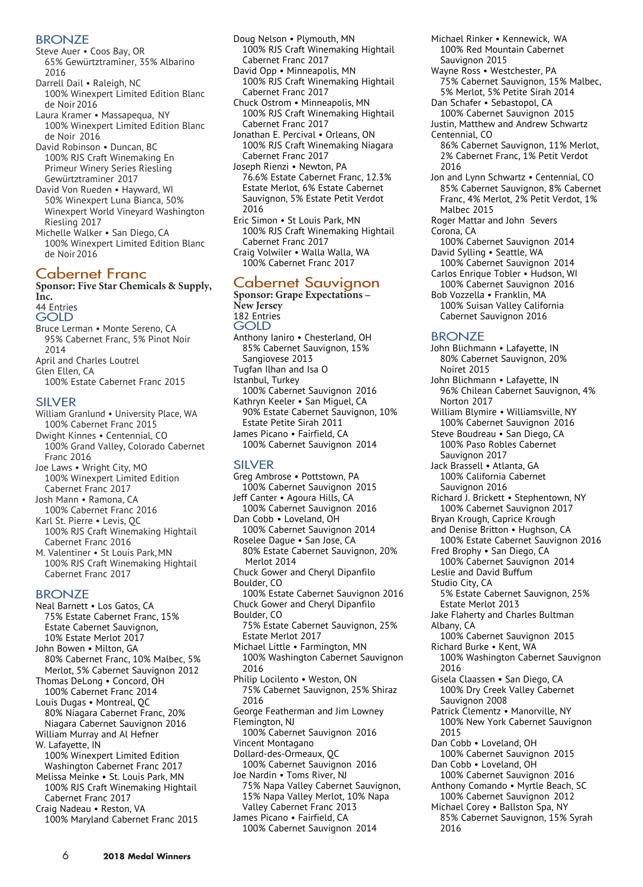### BRONZE

Steve Auer • Coos Bay, OR
65% Gewürtztraminer, 35% Albarino 2016

Darrell Dail • Raleigh, NC
100% Winexpert Limited Edition Blanc de Noir 2016

Laura Kramer • Massapequa, NY
100% Winexpert Limited Edition Blanc de Noir 2016

David Robinson • Duncan, BC
100% RJS Craft Winemaking En Primeur Winery Series Riesling Gewürtztraminer 2017

David Von Rueden • Hayward, WI
50% Winexpert Luna Bianca, 50% Winexpert World Vineyard Washington Riesling 2017

Michelle Walker • San Diego, CA
100% Winexpert Limited Edition Blanc de Noir 2016

## Cabernet Franc

**Sponsor: Five Star Chemicals & Supply, Inc.**
44 Entries

### GOLD

Bruce Lerman • Monte Sereno, CA
95% Cabernet Franc, 5% Pinot Noir 2014

April and Charles Loutrel
Glen Ellen, CA
100% Estate Cabernet Franc 2015

### SILVER

William Granlund • University Place, WA
100% Cabernet Franc 2015

Dwight Kinnes • Centennial, CO
100% Grand Valley, Colorado Cabernet Franc 2016

Joe Laws • Wright City, MO
100% Winexpert Limited Edition Cabernet Franc 2017

Josh Mann • Ramona, CA
100% Cabernet Franc 2016

Karl St. Pierre • Levis, QC
100% RJS Craft Winemaking Hightail Cabernet Franc 2016

M. Valentiner • St Louis Park, MN
100% RJS Craft Winemaking Hightail Cabernet Franc 2017

### BRONZE

Neal Barnett • Los Gatos, CA
75% Estate Cabernet Franc, 15% Estate Cabernet Sauvignon, 10% Estate Merlot 2017

John Bowen • Milton, GA
80% Cabernet Franc, 10% Malbec, 5% Merlot, 5% Cabernet Sauvignon 2012

Thomas DeLong • Concord, OH
100% Cabernet Franc 2014

Louis Dugas • Montreal, QC
80% Niagara Cabernet Franc, 20% Niagara Cabernet Sauvignon 2016

William Murray and Al Hefner
W. Lafayette, IN
100% Winexpert Limited Edition Washington Cabernet Franc 2017

Melissa Meinke • St. Louis Park, MN
100% RJS Craft Winemaking Hightail Cabernet Franc 2017

Craig Nadeau • Reston, VA
100% Maryland Cabernet Franc 2015

Doug Nelson • Plymouth, MN
100% RJS Craft Winemaking Hightail Cabernet Franc 2017

David Opp • Minneapolis, MN
100% RJS Craft Winemaking Hightail Cabernet Franc 2017

Chuck Ostrom • Minneapolis, MN
100% RJS Craft Winemaking Hightail Cabernet Franc 2017

Jonathan E. Percival • Orleans, ON
100% RJS Craft Winemaking Niagara Cabernet Franc 2017

Joseph Rienzi • Newton, PA
76.6% Estate Cabernet Franc, 12.3% Estate Merlot, 6% Estate Cabernet Sauvignon, 5% Estate Petit Verdot 2016

Eric Simon • St Louis Park, MN
100% RJS Craft Winemaking Hightail Cabernet Franc 2017

Craig Volwiler • Walla Walla, WA
100% Cabernet Franc 2017

## Cabernet Sauvignon

**Sponsor: Grape Expectations – New Jersey**
182 Entries

### GOLD

Anthony Ianiro • Chesterland, OH
85% Cabernet Sauvignon, 15% Sangiovese 2013

Tugfan Ilhan and Isa O
Istanbul, Turkey
100% Cabernet Sauvignon 2016

Kathryn Keeler • San Miguel, CA
90% Estate Cabernet Sauvignon, 10% Estate Petite Sirah 2011

James Picano • Fairfield, CA
100% Cabernet Sauvignon 2014

### SILVER

Greg Ambrose • Pottstown, PA
100% Cabernet Sauvignon 2015

Jeff Canter • Agoura Hills, CA
100% Cabernet Sauvignon 2016

Dan Cobb • Loveland, OH
100% Cabernet Sauvignon 2014

Roselee Dague • San Jose, CA
80% Estate Cabernet Sauvignon, 20% Merlot 2014

Chuck Gower and Cheryl Dipanfilo
Boulder, CO
100% Estate Cabernet Sauvignon 2016

Chuck Gower and Cheryl Dipanfilo
Boulder, CO
75% Estate Cabernet Sauvignon, 25% Estate Merlot 2017

Michael Little • Farmington, MN
100% Washington Cabernet Sauvignon 2016

Philip Locilento • Weston, ON
75% Cabernet Sauvignon, 25% Shiraz 2016

George Featherman and Jim Lowney
Flemington, NJ
100% Cabernet Sauvignon 2016

Vincent Montagano
Dollard-des-Ormeaux, QC
100% Cabernet Sauvignon 2016

Joe Nardin • Toms River, NJ
75% Napa Valley Cabernet Sauvignon, 15% Napa Valley Merlot, 10% Napa Valley Cabernet Franc 2013

James Picano • Fairfield, CA
100% Cabernet Sauvignon 2014

Michael Rinker • Kennewick, WA
100% Red Mountain Cabernet Sauvignon 2015

Wayne Ross • Westchester, PA
75% Cabernet Sauvignon, 15% Malbec, 5% Merlot, 5% Petite Sirah 2014

Dan Schafer • Sebastopol, CA
100% Cabernet Sauvignon 2015

Justin, Matthew and Andrew Schwartz
Centennial, CO
86% Cabernet Sauvignon, 11% Merlot, 2% Cabernet Franc, 1% Petit Verdot 2016

Jon and Lynn Schwartz • Centennial, CO
85% Cabernet Sauvignon, 8% Cabernet Franc, 4% Merlot, 2% Petit Verdot, 1% Malbec 2015

Roger Mattar and John Severs
Corona, CA
100% Cabernet Sauvignon 2014

David Sylling • Seattle, WA
100% Cabernet Sauvignon 2014

Carlos Enrique Tobler • Hudson, WI
100% Cabernet Sauvignon 2016

Bob Vozzella • Franklin, MA
100% Suisan Valley California Cabernet Sauvignon 2016

### BRONZE

John Blichmann • Lafayette, IN
80% Cabernet Sauvignon, 20% Noiret 2015

John Blichmann • Lafayette, IN
96% Chilean Cabernet Sauvignon, 4% Norton 2017

William Blymire • Williamsville, NY
100% Cabernet Sauvignon 2016

Steve Boudreau • San Diego, CA
100% Paso Robles Cabernet Sauvignon 2017

Jack Brassell • Atlanta, GA
100% California Cabernet Sauvignon 2016

Richard J. Brickett • Stephentown, NY
100% Cabernet Sauvignon 2017

Bryan Krough, Caprice Krough and Denise Britton • Hughson, CA
100% Estate Cabernet Sauvignon 2016

Fred Brophy • San Diego, CA
100% Cabernet Sauvignon 2014

Leslie and David Buffum
Studio City, CA
5% Estate Cabernet Sauvignon, 25% Estate Merlot 2013

Jake Flaherty and Charles Bultman
Albany, CA
100% Cabernet Sauvignon 2015

Richard Burke • Kent, WA
100% Washington Cabernet Sauvignon 2016

Gisela Claassen • San Diego, CA
100% Dry Creek Valley Cabernet Sauvignon 2008

Patrick Clementz • Manorville, NY
100% New York Cabernet Sauvignon 2015

Dan Cobb • Loveland, OH
100% Cabernet Sauvignon 2015

Dan Cobb • Loveland, OH
100% Cabernet Sauvignon 2016

Anthony Comando • Myrtle Beach, SC
100% Cabernet Sauvignon 2012

Michael Corey • Ballston Spa, NY
85% Cabernet Sauvignon, 15% Syrah 2016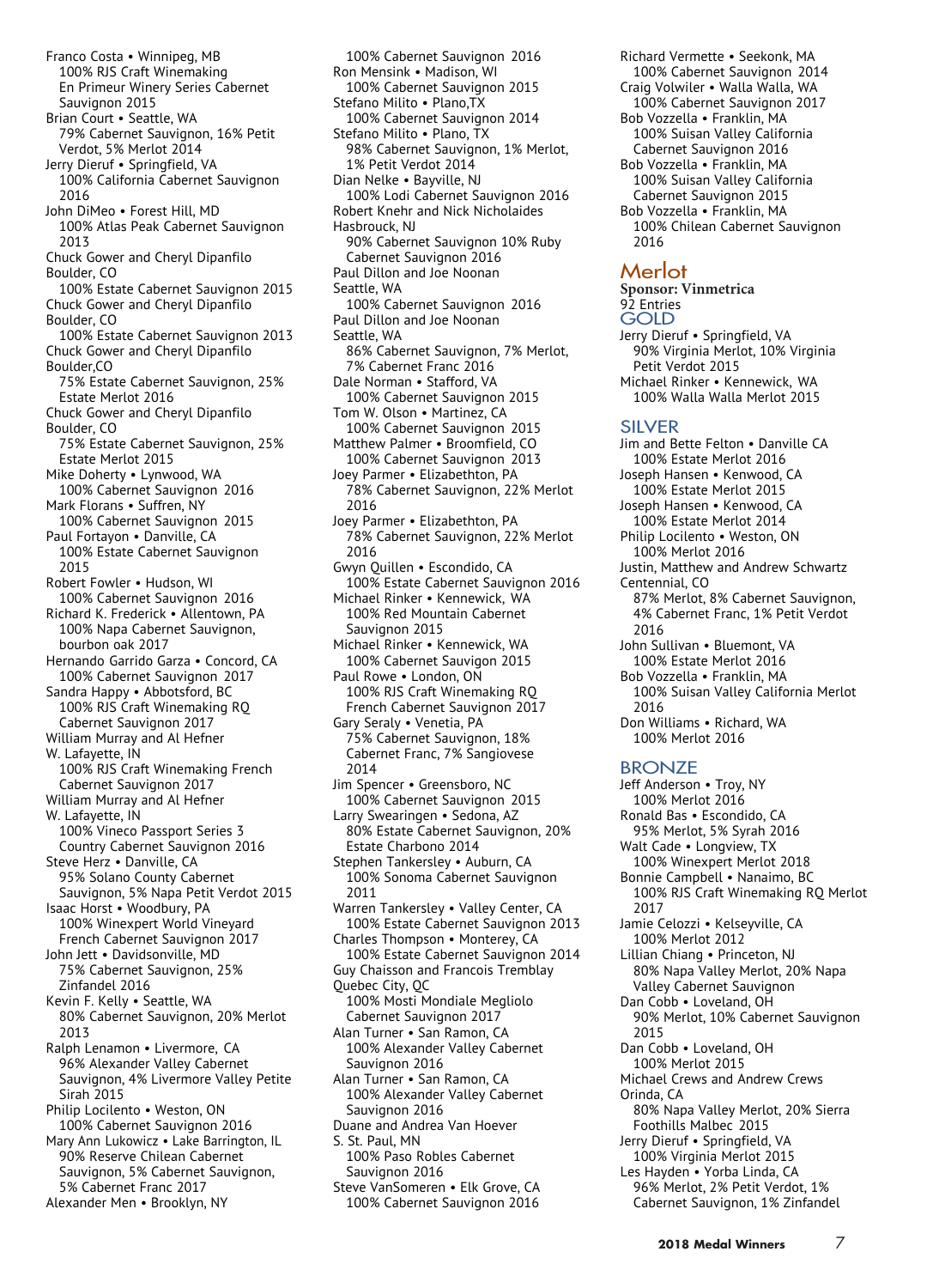Franco Costa • Winnipeg, MB
100% RJS Craft Winemaking En Primeur Winery Series Cabernet Sauvignon 2015

Brian Court • Seattle, WA
79% Cabernet Sauvignon, 16% Petit Verdot, 5% Merlot 2014

Jerry Dieruf • Springfield, VA
100% California Cabernet Sauvignon 2016

John DiMeo • Forest Hill, MD
100% Atlas Peak Cabernet Sauvignon 2013

Chuck Gower and Cheryl Dipanfilo Boulder, CO
100% Estate Cabernet Sauvignon 2015

Chuck Gower and Cheryl Dipanfilo Boulder, CO
100% Estate Cabernet Sauvignon 2013

Chuck Gower and Cheryl Dipanfilo Boulder,CO
75% Estate Cabernet Sauvignon, 25% Estate Merlot 2016

Chuck Gower and Cheryl Dipanfilo Boulder, CO
75% Estate Cabernet Sauvignon, 25% Estate Merlot 2015

Mike Doherty • Lynwood, WA
100% Cabernet Sauvignon 2016

Mark Florans • Suffren, NY
100% Cabernet Sauvignon 2015

Paul Fortayon • Danville, CA
100% Estate Cabernet Sauvignon 2015

Robert Fowler • Hudson, WI
100% Cabernet Sauvignon 2016

Richard K. Frederick • Allentown, PA
100% Napa Cabernet Sauvignon, bourbon oak 2017

Hernando Garrido Garza • Concord, CA
100% Cabernet Sauvignon 2017

Sandra Happy • Abbotsford, BC
100% RJS Craft Winemaking RQ Cabernet Sauvignon 2017

William Murray and Al Hefner W. Lafayette, IN
100% RJS Craft Winemaking French Cabernet Sauvignon 2017

William Murray and Al Hefner W. Lafayette, IN
100% Vineco Passport Series 3 Country Cabernet Sauvignon 2016

Steve Herz • Danville, CA
95% Solano County Cabernet Sauvignon, 5% Napa Petit Verdot 2015

Isaac Horst • Woodbury, PA
100% Winexpert World Vineyard French Cabernet Sauvignon 2017

John Jett • Davidsonville, MD
75% Cabernet Sauvignon, 25% Zinfandel 2016

Kevin F. Kelly • Seattle, WA
80% Cabernet Sauvignon, 20% Merlot 2013

Ralph Lenamon • Livermore, CA
96% Alexander Valley Cabernet Sauvignon, 4% Livermore Valley Petite Sirah 2015

Philip Locilento • Weston, ON
100% Cabernet Sauvignon 2016

Mary Ann Lukowicz • Lake Barrington, IL
90% Reserve Chilean Cabernet Sauvignon, 5% Cabernet Sauvignon, 5% Cabernet Franc 2017

Alexander Men • Brooklyn, NY
100% Cabernet Sauvignon 2016

Ron Mensink • Madison, WI
100% Cabernet Sauvignon 2015

Stefano Milito • Plano,TX
100% Cabernet Sauvignon 2014

Stefano Milito • Plano, TX
98% Cabernet Sauvignon, 1% Merlot, 1% Petit Verdot 2014

Dian Nelke • Bayville, NJ
100% Lodi Cabernet Sauvignon 2016

Robert Knehr and Nick Nicholaides Hasbrouck, NJ
90% Cabernet Sauvignon 10% Ruby Cabernet Sauvignon 2016

Paul Dillon and Joe Noonan Seattle, WA
100% Cabernet Sauvignon 2016

Paul Dillon and Joe Noonan Seattle, WA
86% Cabernet Sauvignon, 7% Merlot, 7% Cabernet Franc 2016

Dale Norman • Stafford, VA
100% Cabernet Sauvignon 2015

Tom W. Olson • Martinez, CA
100% Cabernet Sauvignon 2015

Matthew Palmer • Broomfield, CO
100% Cabernet Sauvignon 2013

Joey Parmer • Elizabethton, PA
78% Cabernet Sauvignon, 22% Merlot 2016

Joey Parmer • Elizabethton, PA
78% Cabernet Sauvignon, 22% Merlot 2016

Gwyn Quillen • Escondido, CA
100% Estate Cabernet Sauvignon 2016

Michael Rinker • Kennewick, WA
100% Red Mountain Cabernet Sauvignon 2015

Michael Rinker • Kennewick, WA
100% Cabernet Sauvignon 2015

Paul Rowe • London, ON
100% RJS Craft Winemaking RQ French Cabernet Sauvignon 2017

Gary Seraly • Venetia, PA
75% Cabernet Sauvignon, 18% Cabernet Franc, 7% Sangiovese 2014

Jim Spencer • Greensboro, NC
100% Cabernet Sauvignon 2015

Larry Swearingen • Sedona, AZ
80% Estate Cabernet Sauvignon, 20% Estate Cabernet Franc 2016

Stephen Tankersley • Auburn, CA
100% Sonoma Cabernet Sauvignon 2011

Warren Tankersley • Valley Center, CA
100% Estate Cabernet Sauvignon 2013

Charles Thompson • Monterey, CA
100% Estate Cabernet Sauvignon 2014

Guy Chaisson and Francois Tremblay Quebec City, QC
100% Mosti Mondiale Megliolo Cabernet Sauvignon 2017

Alan Turner • San Ramon, CA
100% Alexander Valley Cabernet Sauvignon 2016

Alan Turner • San Ramon, CA
100% Alexander Valley Cabernet Sauvignon 2016

Duane and Andrea Van Hoever S. St. Paul, MN
100% Paso Robles Cabernet Sauvignon 2016

Steve VanSomeren • Elk Grove, CA
100% Cabernet Sauvignon 2016

Richard Vermette • Seekonk, MA
100% Cabernet Sauvignon 2014

Craig Volwiler • Walla Walla, WA
100% Cabernet Sauvignon 2017

Bob Vozzella • Franklin, MA
100% Suisan Valley California Cabernet Sauvignon 2016

Bob Vozzella • Franklin, MA
100% Suisan Valley California Cabernet Sauvignon 2015

Bob Vozzella • Franklin, MA
100% Chilean Cabernet Sauvignon 2016

## Merlot

**Sponsor: Vinmetrica**
92 Entries

### GOLD

Jerry Dieruf • Springfield, VA
90% Virginia Merlot, 10% Virginia Petit Verdot 2015

Michael Rinker • Kennewick, WA
100% Walla Walla Merlot 2015

### SILVER

Jim and Bette Felton • Danville CA
100% Estate Merlot 2016

Joseph Hansen • Kenwood, CA
100% Estate Merlot 2015

Joseph Hansen • Kenwood, CA
100% Estate Merlot 2014

Philip Locilento • Weston, ON
100% Merlot 2016

Justin, Matthew and Andrew Schwartz Centennial, CO
87% Merlot, 8% Cabernet Sauvignon, 4% Cabernet Franc, 1% Petit Verdot 2016

John Sullivan • Bluemont, VA
100% Estate Merlot 2016

Bob Vozzella • Franklin, MA
100% Suisan Valley California Merlot 2016

Don Williams • Richard, WA
100% Merlot 2016

### BRONZE

Jeff Anderson • Troy, NY
100% Merlot 2016

Ronald Bas • Escondido, CA
95% Merlot, 5% Syrah 2016

Walt Cade • Longview, TX
100% Winexpert Merlot 2018

Bonnie Campbell • Nanaimo, BC
100% RJS Craft Winemaking RQ Merlot 2017

Jamie Celozzi • Kelseyville, CA
100% Merlot 2012

Lillian Chiang • Princeton, NJ
80% Napa Valley Merlot, 20% Napa Valley Cabernet Sauvignon

Dan Cobb • Loveland, OH
90% Merlot, 10% Cabernet Sauvignon 2015

Dan Cobb • Loveland, OH
100% Merlot 2015

Michael Crews and Andrew Crews Orinda, CA
80% Napa Valley Merlot, 20% Sierra Foothills Malbec 2015

Jerry Dieruf • Springfield, VA
100% Virginia Merlot 2015

Les Hayden • Yorba Linda, CA
96% Merlot, 2% Petit Verdot, 1% Cabernet Sauvignon, 1% Zinfandel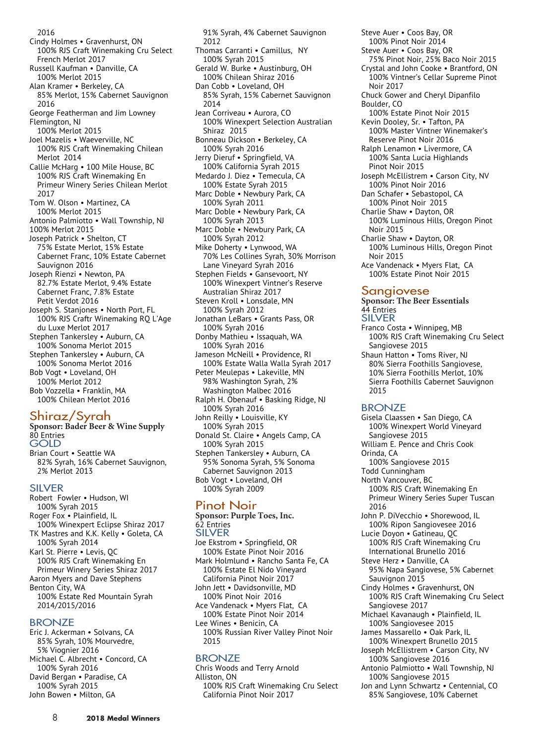2016

Cindy Holmes • Gravenhurst, ON
100% RJS Craft Winemaking Cru Select French Merlot 2017

Russell Kaufman • Danville, CA
100% Merlot 2015

Alan Kramer • Berkeley, CA
85% Merlot, 15% Cabernet Sauvignon 2016

George Featherman and Jim Lowney
Flemington, NJ
100% Merlot 2015

Joel Mazelis • Waeverville, NC
100% RJS Craft Winemaking Chilean Merlot 2014

Callie McHarg • 100 Mile House, BC
100% RJS Craft Winemaking En Primeur Winery Series Chilean Merlot 2017

Tom W. Olson • Martinez, CA
100% Merlot 2015

Antonio Palmiotto • Wall Township, NJ
100% Merlot 2015

Joseph Patrick • Shelton, CT
75% Estate Merlot, 15% Estate Cabernet Franc, 10% Estate Cabernet Sauvignon 2016

Joseph Rienzi • Newton, PA
82.7% Estate Merlot, 9.4% Estate Cabernet Franc, 7.8% Estate Petit Verdot 2016

Joseph S. Stanjones • North Port, FL
100% RJS Craftr Winemaking RQ L'Age du Luxe Merlot 2017

Stephen Tankersley • Auburn, CA
100% Sonoma Merlot 2015

Stephen Tankersley • Auburn, CA
100% Sonoma Merlot 2016

Bob Vogt • Loveland, OH
100% Merlot 2012

Bob Vozzella • Franklin, MA
100% Chilean Merlot 2016

## Shiraz/Syrah

**Sponsor: Bader Beer & Wine Supply**
80 Entries

### GOLD

Brian Court • Seattle WA
82% Syrah, 16% Cabernet Sauvignon, 2% Merlot 2013

### SILVER

Robert Fowler • Hudson, WI
100% Syrah 2015

Roger Fox • Plainfield, IL
100% Winexpert Eclipse Shiraz 2017

TK Mastres and K.K. Kelly • Goleta, CA
100% Syrah 2014

Karl St. Pierre • Levis, QC
100% RJS Craft Winemaking En Primeur Winery Series Shiraz 2017

Aaron Myers and Dave Stephens
Benton City, WA
100% Estate Red Mountain Syrah 2014/2015/2016

### BRONZE

Eric J. Ackerman • Solvans, CA
85% Syrah, 10% Mourvedre, 5% Viognier 2016

Michael C. Albrecht • Concord, CA
100% Syrah 2016

David Bergan • Paradise, CA
100% Syrah 2015

John Bowen • Milton, GA
91% Syrah, 4% Cabernet Sauvignon 2012

Thomas Carranti • Camillus, NY
100% Syrah 2015

Gerald W. Burke • Austinburg, OH
100% Chilean Shiraz 2016

Dan Cobb • Loveland, OH
85% Syrah, 15% Cabernet Sauvignon 2014

Jean Corriveau • Aurora, CO
100% Winexpert Selection Australian Shiraz 2015

Bonneau Dickson • Berkeley, CA
100% Syrah 2016

Jerry Dieruf • Springfield, VA
100% California Syrah 2015

Medardo J. Diez • Temecula, CA
100% Estate Syrah 2015

Marc Doble • Newbury Park, CA
100% Syrah 2011

Marc Doble • Newbury Park, CA
100% Syrah 2013

Marc Doble • Newbury Park, CA
100% Syrah 2012

Mike Doherty • Lynwood, WA
70% Les Collines Syrah, 30% Morrison Lane Vineyard Syrah 2016

Stephen Fields • Gansevoort, NY
100% Winexpert Vintner's Reserve Australian Shiraz 2017

Steven Kroll • Lonsdale, MN
100% Syrah 2012

Jonathan LeBars • Grants Pass, OR
100% Syrah 2016

Donby Mathieu • Issaquah, WA
100% Syrah 2016

Jameson McNeill • Providence, RI
100% Estate Walla Walla Syrah 2017

Peter Meulepas • Lakeville, MN
98% Washington Syrah, 2% Washington Malbec 2016

Ralph H. Obenauf • Basking Ridge, NJ
100% Syrah 2016

John Reilly • Louisville, KY
100% Syrah 2015

Donald St. Claire • Angels Camp, CA
100% Syrah 2015

Stephen Tankersley • Auburn, CA
95% Sonoma Syrah, 5% Sonoma Cabernet Sauvignon 2013

Bob Vogt • Loveland, OH
100% Syrah 2009

## Pinot Noir

**Sponsor: Purple Toes, Inc.**
62 Entries

### SILVER

Joe Ekstrom • Springfield, OR
100% Estate Pinot Noir 2016

Mark Holmlund • Rancho Santa Fe, CA
100% Estate El Nido Vineyard California Pinot Noir 2017

John Jett • Davidsonville, MD
100% Pinot Noir 2016

Ace Vandenack • Myers Flat, CA
100% Estate Pinot Noir 2014

Lee Wines • Benicin, CA
100% Russian River Valley Pinot Noir 2015

### BRONZE

Chris Woods and Terry Arnold
Alliston, ON
100% RJS Craft Winemaking Cru Select California Pinot Noir 2017

Steve Auer • Coos Bay, OR
100% Pinot Noir 2014

Steve Auer • Coos Bay, OR
75% Pinot Noir, 25% Baco Noir 2015

Crystal and John Cooke • Brantford, ON
100% Vintner's Cellar Supreme Pinot Noir 2017

Chuck Gower and Cheryl Dipanfilo
Boulder, CO
100% Estate Pinot Noir 2015

Kevin Dooley, Sr. • Tafton, PA
100% Master Vintner Winemaker's Reserve Pinot Noir 2016

Ralph Lenamon • Livermore, CA
100% Santa Lucia Highlands Pinot Noir 2015

Joseph McEllistrem • Carson City, NV
100% Pinot Noir 2016

Dan Schafer • Sebastopol, CA
100% Pinot Noir 2015

Charlie Shaw • Dayton, OR
100% Luminous Hills, Oregon Pinot Noir 2015

Charlie Shaw • Dayton, OR
100% Luminous Hills, Oregon Pinot Noir 2015

Ace Vandenack • Myers Flat, CA
100% Estate Pinot Noir 2015

## Sangiovese

**Sponsor: The Beer Essentials**
44 Entries

### SILVER

Franco Costa • Winnipeg, MB
100% RJS Craft Winemaking Cru Select Sangiovese 2015

Shaun Hatton • Toms River, NJ
80% Sierra Foothills Sangiovese, 10% Sierra Foothills Merlot, 10% Sierra Foothills Cabernet Sauvignon 2015

### BRONZE

Gisela Claassen • San Diego, CA
100% Winexpert World Vineyard Sangiovese 2015

William E. Pence and Chris Cook
Orinda, CA
100% Sangiovese 2015

Todd Cunningham
North Vancouver, BC
100% RJS Craft Winemaking En Primeur Winery Series Super Tuscan 2016

John P. DiVecchio • Shorewood, IL
100% Ripon Sangiovesee 2016

Lucie Doyon • Gatineau, QC
100% RJS Craft Winemaking Cru International Brunello 2016

Steve Herz • Danville, CA
95% Napa Sangiovese, 5% Cabernet Sauvignon 2015

Cindy Holmes • Gravenhurst, ON
100% RJS Craft Winemaking Cru Select Sangiovese 2017

Michael Kavanaugh • Plainfield, IL
100% Sangiovesee 2015

James Massarello • Oak Park, IL
100% Winexpert Brunello 2015

Joseph McEllistrem • Carson City, NV
100% Sangiovese 2016

Antonio Palmiotto • Wall Township, NJ
100% Sangiovese 2015

Jon and Lynn Schwartz • Centennial, CO
85% Sangiovese, 10% Cabernet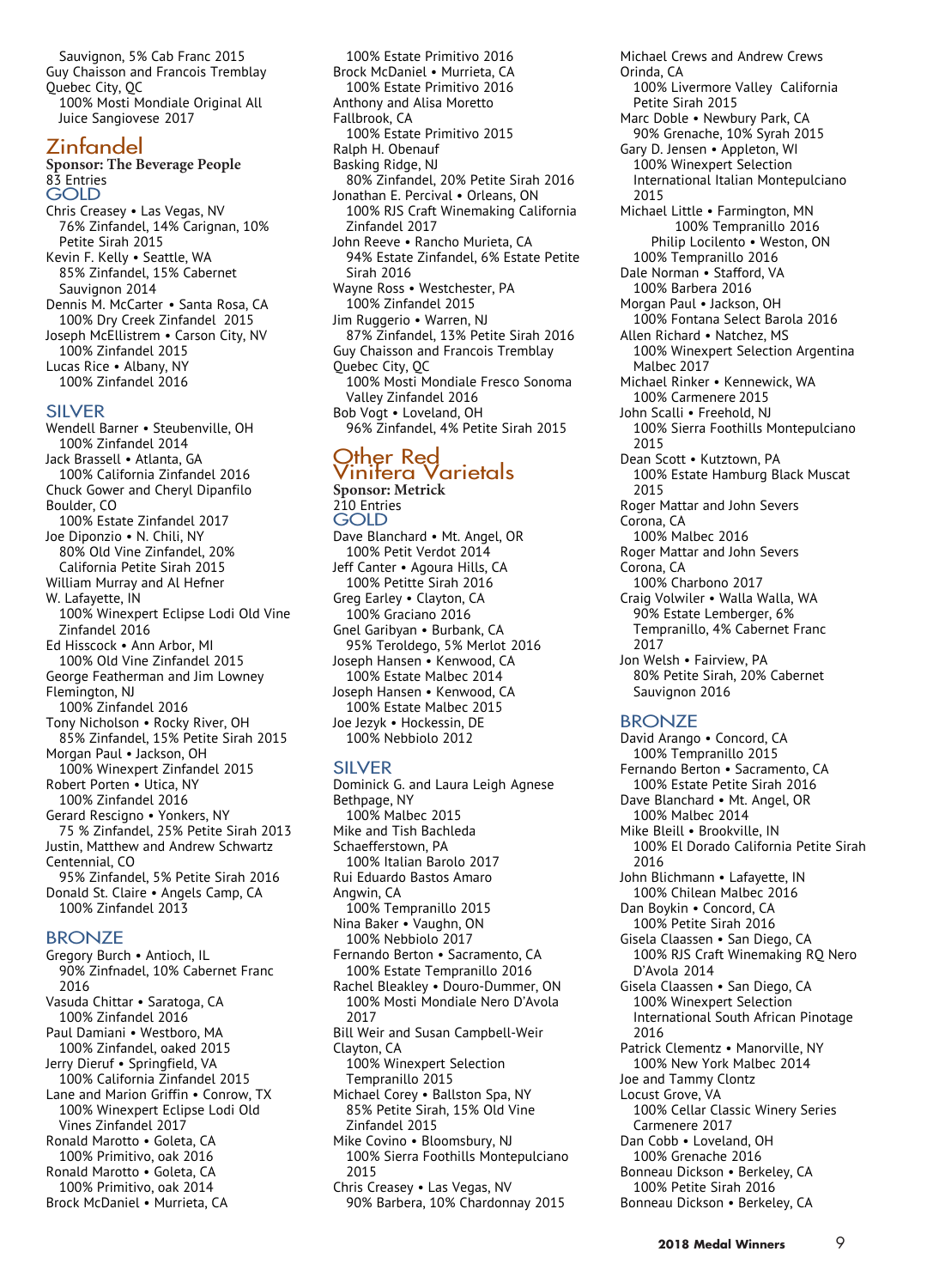Sauvignon, 5% Cab Franc 2015
Guy Chaisson and Francois Tremblay
Quebec City, QC
100% Mosti Mondiale Original All Juice Sangiovese 2017

## Zinfandel

**Sponsor: The Beverage People**
83 Entries

### GOLD

Chris Creasey • Las Vegas, NV
76% Zinfandel, 14% Carignan, 10% Petite Sirah 2015
Kevin F. Kelly • Seattle, WA
85% Zinfandel, 15% Cabernet Sauvignon 2014
Dennis M. McCarter • Santa Rosa, CA
100% Dry Creek Zinfandel 2015
Joseph McEllistrem • Carson City, NV
100% Zinfandel 2015
Lucas Rice • Albany, NY
100% Zinfandel 2016

### SILVER

Wendell Barner • Steubenville, OH
100% Zinfandel 2014
Jack Brassell • Atlanta, GA
100% California Zinfandel 2016
Chuck Gower and Cheryl Dipanfilo
Boulder, CO
100% Estate Zinfandel 2017
Joe Diponzio • N. Chili, NY
80% Old Vine Zinfandel, 20% California Petite Sirah 2015
William Murray and Al Hefner
W. Lafayette, IN
100% Winexpert Eclipse Lodi Old Vine Zinfandel 2016
Ed Hisscock • Ann Arbor, MI
100% Old Vine Zinfandel 2015
George Featherman and Jim Lowney
Flemington, NJ
100% Zinfandel 2016
Tony Nicholson • Rocky River, OH
85% Zinfandel, 15% Petite Sirah 2015
Morgan Paul • Jackson, OH
100% Winexpert Zinfandel 2015
Robert Porten • Utica, NY
100% Zinfandel 2016
Gerard Rescigno • Yonkers, NY
75 % Zinfandel, 25% Petite Sirah 2013
Justin, Matthew and Andrew Schwartz
Centennial, CO
95% Zinfandel, 5% Petite Sirah 2016
Donald St. Claire • Angels Camp, CA
100% Zinfandel 2013

### BRONZE

Gregory Burch • Antioch, IL
90% Zinfnadel, 10% Cabernet Franc 2016
Vasuda Chittar • Saratoga, CA
100% Zinfandel 2016
Paul Damiani • Westboro, MA
100% Zinfandel, oaked 2015
Jerry Dieruf • Springfield, VA
100% California Zinfandel 2015
Lane and Marion Griffin • Conrow, TX
100% Winexpert Eclipse Lodi Old Vines Zinfandel 2017
Ronald Marotto • Goleta, CA
100% Primitivo, oak 2016
Ronald Marotto • Goleta, CA
100% Primitivo, oak 2014
Brock McDaniel • Murrieta, CA
100% Estate Primitivo 2016
Brock McDaniel • Murrieta, CA
100% Estate Primitivo 2016
Anthony and Alisa Moretto
Fallbrook, CA
100% Estate Primitivo 2015
Ralph H. Obenauf
Basking Ridge, NJ
80% Zinfandel, 20% Petite Sirah 2016
Jonathan E. Percival • Orleans, ON
100% RJS Craft Winemaking California Zinfandel 2017
John Reeve • Rancho Murieta, CA
94% Estate Zinfandel, 6% Estate Petite Sirah 2016
Wayne Ross • Westchester, PA
100% Zinfandel 2015
Jim Ruggerio • Warren, NJ
87% Zinfandel, 13% Petite Sirah 2016
Guy Chaisson and Francois Tremblay
Quebec City, QC
100% Mosti Mondiale Fresco Sonoma Valley Zinfandel 2016
Bob Vogt • Loveland, OH
96% Zinfandel, 4% Petite Sirah 2015

## Other Red Vinifera Varietals

**Sponsor: Metrick**
210 Entries

### GOLD

Dave Blanchard • Mt. Angel, OR
100% Petit Verdot 2014
Jeff Canter • Agoura Hills, CA
100% Petitte Sirah 2016
Greg Earley • Clayton, CA
100% Graciano 2016
Gnel Garibyan • Burbank, CA
95% Teroldego, 5% Merlot 2016
Joseph Hansen • Kenwood, CA
100% Estate Malbec 2014
Joseph Hansen • Kenwood, CA
100% Estate Malbec 2015
Joe Jezyk • Hockessin, DE
100% Nebbiolo 2012
Michael Crews and Andrew Crews
Orinda, CA
100% Livermore Valley California Petite Sirah 2015
Marc Doble • Newbury Park, CA
90% Grenache, 10% Syrah 2015
Gary D. Jensen • Appleton, WI
100% Winexpert Selection International Italian Montepulciano 2015
Michael Little • Farmington, MN
100% Tempranillo 2016
Philip Locilento • Weston, ON
100% Tempranillo 2016
Dale Norman • Stafford, VA
100% Barbera 2016
Morgan Paul • Jackson, OH
100% Fontana Select Barola 2016
Allen Richard • Natchez, MS
100% Winexpert Selection Argentina Malbec 2017
Michael Rinker • Kennewick, WA
100% Carmenere 2015
John Scalli • Freehold, NJ
100% Sierra Foothills Montepulciano 2015
Dean Scott • Kutztown, PA
100% Estate Hamburg Black Muscat 2015
Roger Mattar and John Severs
Corona, CA
100% Malbec 2016
Roger Mattar and John Severs
Corona, CA
100% Charbono 2017
Craig Volwiler • Walla Walla, WA
90% Estate Lemberger, 6% Tempranillo, 4% Cabernet Franc 2017
Jon Welsh • Fairview, PA
80% Petite Sirah, 20% Cabernet Sauvignon 2016

### SILVER

Dominick G. and Laura Leigh Agnese
Bethpage, NY
100% Malbec 2015
Mike and Tish Bachleda
Schaefferstown, PA
100% Italian Barolo 2017
Rui Eduardo Bastos Amaro
Angwin, CA
100% Tempranillo 2015
Nina Baker • Vaughn, ON
100% Nebbiolo 2017
Fernando Berton • Sacramento, CA
100% Estate Tempranillo 2016
Rachel Bleakley • Douro-Dummer, ON
100% Mosti Mondiale Nero D'Avola 2017
Bill Weir and Susan Campbell-Weir
Clayton, CA
100% Winexpert Selection Tempranillo 2015
Michael Corey • Ballston Spa, NY
85% Petite Sirah, 15% Old Vine Zinfandel 2015
Mike Covino • Bloomsbury, NJ
100% Sierra Foothills Montepulciano 2015
Chris Creasey • Las Vegas, NV
90% Barbera, 10% Chardonnay 2015

### BRONZE

David Arango • Concord, CA
100% Tempranillo 2015
Fernando Berton • Sacramento, CA
100% Estate Petite Sirah 2016
Dave Blanchard • Mt. Angel, OR
100% Malbec 2014
Mike Bleill • Brookville, IN
100% El Dorado California Petite Sirah 2016
John Blichmann • Lafayette, IN
100% Chilean Malbec 2016
Dan Boykin • Concord, CA
100% Petite Sirah 2016
Gisela Claassen • San Diego, CA
100% RJS Craft Winemaking RQ Nero D'Avola 2014
Gisela Claassen • San Diego, CA
100% Winexpert Selection International South African Pinotage 2016
Patrick Clementz • Manorville, NY
100% New York Malbec 2014
Joe and Tammy Clontz
Locust Grove, VA
100% Cellar Classic Winery Series Carmenere 2017
Dan Cobb • Loveland, OH
100% Grenache 2016
Bonneau Dickson • Berkeley, CA
100% Petite Sirah 2016
Bonneau Dickson • Berkeley, CA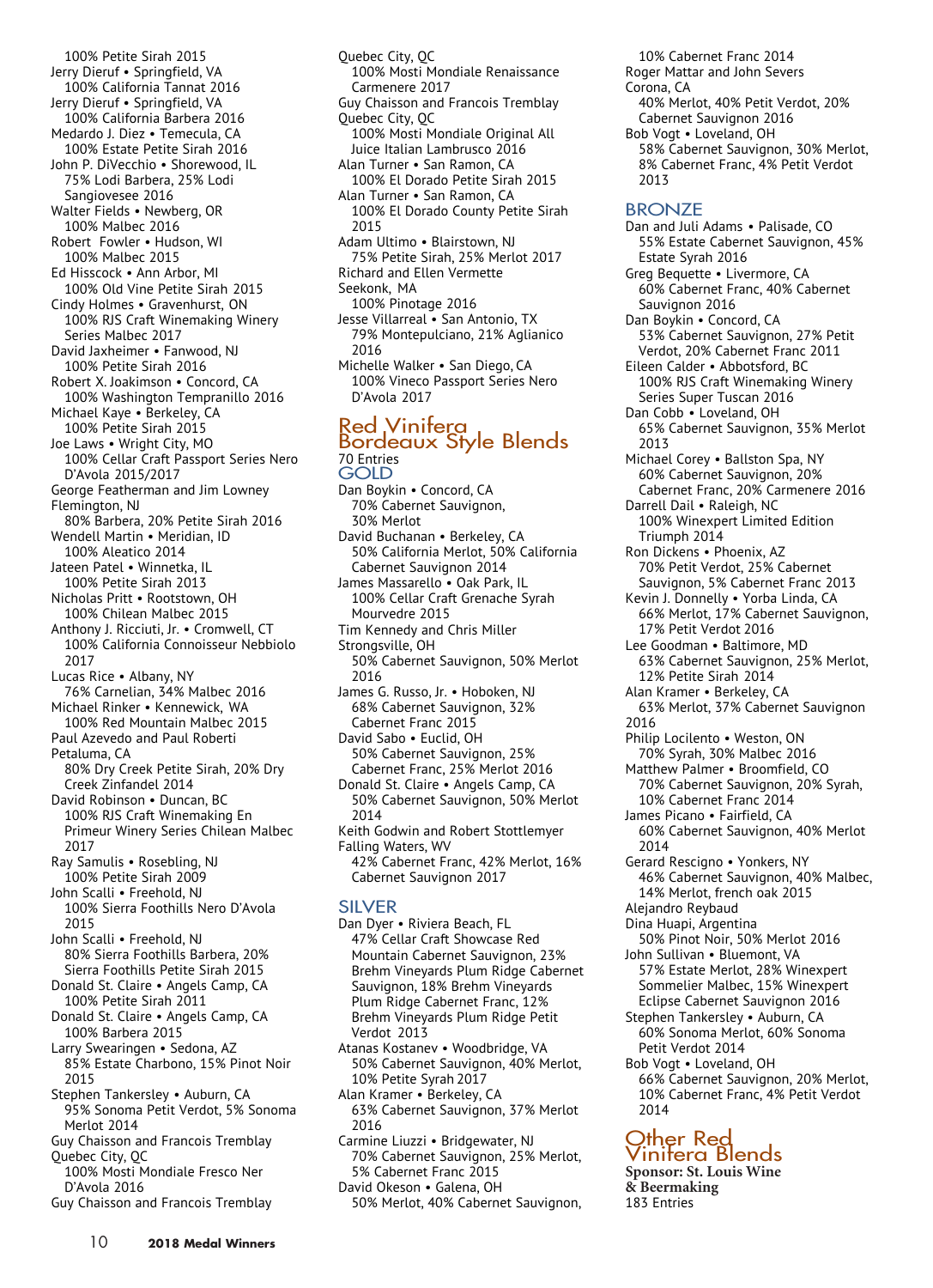100% Petite Sirah 2015
Jerry Dieruf • Springfield, VA
100% California Tannat 2016
Jerry Dieruf • Springfield, VA
100% California Barbera 2016
Medardo J. Diez • Temecula, CA
100% Estate Petite Sirah 2016
John P. DiVecchio • Shorewood, IL
75% Lodi Barbera, 25% Lodi Sangiovese 2016
Walter Fields • Newberg, OR
100% Malbec 2016
Robert Fowler • Hudson, WI
100% Malbec 2015
Ed Hisscock • Ann Arbor, MI
100% Old Vine Petite Sirah 2015
Cindy Holmes • Gravenhurst, ON
100% RJS Craft Winemaking Winery Series Malbec 2017
David Jaxheimer • Fanwood, NJ
100% Petite Sirah 2016
Robert X. Joakimson • Concord, CA
100% Washington Tempranillo 2016
Michael Kaye • Berkeley, CA
100% Petite Sirah 2015
Joe Laws • Wright City, MO
100% Cellar Craft Passport Series Nero D'Avola 2015/2017
George Featherman and Jim Lowney
Flemington, NJ
80% Barbera, 20% Petite Sirah 2016
Wendell Martin • Meridian, ID
100% Aleatico 2014
Jateen Patel • Winnetka, IL
100% Petite Sirah 2013
Nicholas Pritt • Rootstown, OH
100% Chilean Malbec 2015
Anthony J. Ricciuti, Jr. • Cromwell, CT
100% California Connoisseur Nebbiolo 2017
Lucas Rice • Albany, NY
76% Carnelian, 34% Malbec 2016
Michael Rinker • Kennewick, WA
100% Red Mountain Malbec 2015
Paul Azevedo and Paul Roberti
Petaluma, CA
80% Dry Creek Petite Sirah, 20% Dry Creek Zinfandel 2014
David Robinson • Duncan, BC
100% RJS Craft Winemaking En Primeur Winery Series Chilean Malbec 2017
Ray Samulis • Rosebling, NJ
100% Petite Sirah 2009
John Scalli • Freehold, NJ
100% Sierra Foothills Nero D'Avola 2015
John Scalli • Freehold, NJ
80% Sierra Foothills Barbera, 20% Sierra Foothills Petite Sirah 2015
Donald St. Claire • Angels Camp, CA
100% Petite Sirah 2011
Donald St. Claire • Angels Camp, CA
100% Barbera 2015
Larry Swearingen • Sedona, AZ
85% Estate Charbono, 15% Pinot Noir 2015
Stephen Tankersley • Auburn, CA
95% Sonoma Petit Verdot, 5% Sonoma Merlot 2014
Guy Chaisson and Francois Tremblay
Quebec City, QC
100% Mosti Mondiale Fresco Ner D'Avola 2016
Guy Chaisson and Francois Tremblay
Quebec City, QC
100% Mosti Mondiale Renaissance Carmenere 2017
Guy Chaisson and Francois Tremblay
Quebec City, QC
100% Mosti Mondiale Original All Juice Italian Lambrusco 2016
Alan Turner • San Ramon, CA
100% El Dorado Petite Sirah 2015
Alan Turner • San Ramon, CA
100% El Dorado County Petite Sirah 2015
Adam Ultimo • Blairstown, NJ
75% Petite Sirah, 25% Merlot 2017
Richard and Ellen Vermette
Seekonk, MA
100% Pinotage 2016
Jesse Villarreal • San Antonio, TX
79% Montepulciano, 21% Aglianico 2016
Michelle Walker • San Diego, CA
100% Vineco Passport Series Nero D'Avola 2017

## Red Vinifera Bordeaux Style Blends

70 Entries

### GOLD

Dan Boykin • Concord, CA
70% Cabernet Sauvignon, 30% Merlot
David Buchanan • Berkeley, CA
50% California Merlot, 50% California Cabernet Sauvignon 2014
James Massarello • Oak Park, IL
100% Cellar Craft Grenache Syrah Mourvedre 2015
Tim Kennedy and Chris Miller
Strongsville, OH
50% Cabernet Sauvignon, 50% Merlot 2016
James G. Russo, Jr. • Hoboken, NJ
68% Cabernet Sauvignon, 32% Cabernet Franc 2015
David Sabo • Euclid, OH
50% Cabernet Sauvignon, 25% Cabernet Franc, 25% Merlot 2016
Donald St. Claire • Angels Camp, CA
50% Cabernet Sauvignon, 50% Merlot 2014
Keith Godwin and Robert Stottlemyer
Falling Waters, WV
42% Cabernet Franc, 42% Merlot, 16% Cabernet Sauvignon 2017

### SILVER

Dan Dyer • Riviera Beach, FL
47% Cellar Craft Showcase Red Mountain Cabernet Sauvignon, 23% Brehm Vineyards Plum Ridge Cabernet Sauvignon, 18% Brehm Vineyards Plum Ridge Cabernet Franc, 12% Brehm Vineyards Plum Ridge Petit Verdot 2013
Atanas Kostanev • Woodbridge, VA
50% Cabernet Sauvignon, 40% Merlot, 10% Petite Syrah 2017
Alan Kramer • Berkeley, CA
63% Cabernet Sauvignon, 37% Merlot 2016
Carmine Liuzzi • Bridgewater, NJ
70% Cabernet Sauvignon, 25% Merlot, 5% Cabernet Franc 2015
David Okeson • Galena, OH
50% Merlot, 40% Cabernet Sauvignon, 10% Cabernet Franc 2014
Roger Mattar and John Severs
Corona, CA
40% Merlot, 40% Petit Verdot, 20% Cabernet Sauvignon 2016
Bob Vogt • Loveland, OH
58% Cabernet Sauvignon, 30% Merlot, 8% Cabernet Franc, 4% Petit Verdot 2013

### BRONZE

Dan and Juli Adams • Palisade, CO
55% Estate Cabernet Sauvignon, 45% Estate Syrah 2016
Greg Bequette • Livermore, CA
60% Cabernet Franc, 40% Cabernet Sauvignon 2016
Dan Boykin • Concord, CA
53% Cabernet Sauvignon, 27% Petit Verdot, 20% Cabernet Franc 2011
Eileen Calder • Abbotsford, BC
100% RJS Craft Winemaking Winery Series Super Tuscan 2016
Dan Cobb • Loveland, OH
65% Cabernet Sauvignon, 35% Merlot 2013
Michael Corey • Ballston Spa, NY
60% Cabernet Sauvignon, 20% Cabernet Franc, 20% Carmenere 2016
Darrell Dail • Raleigh, NC
100% Winexpert Limited Edition Triumph 2014
Ron Dickens • Phoenix, AZ
70% Petit Verdot, 25% Cabernet Sauvignon, 5% Cabernet Franc 2013
Kevin J. Donnelly • Yorba Linda, CA
66% Merlot, 17% Cabernet Sauvignon, 17% Petit Verdot 2016
Lee Goodman • Baltimore, MD
63% Cabernet Sauvignon, 25% Merlot, 12% Petite Sirah 2014
Alan Kramer • Berkeley, CA
63% Merlot, 37% Cabernet Sauvignon 2016
Philip Locilento • Weston, ON
70% Syrah, 30% Malbec 2016
Matthew Palmer • Broomfield, CO
70% Cabernet Sauvignon, 20% Syrah, 10% Cabernet Franc 2014
James Picano • Fairfield, CA
60% Cabernet Sauvignon, 40% Merlot 2014
Gerard Rescigno • Yonkers, NY
46% Cabernet Sauvignon, 40% Malbec, 14% Merlot, french oak 2015
Alejandro Reybaud
Dina Huapi, Argentina
50% Pinot Noir, 50% Merlot 2016
John Sullivan • Bluemont, VA
57% Estate Merlot, 28% Winexpert Sommelier Malbec, 15% Winexpert Eclipse Cabernet Sauvignon 2016
Stephen Tankersley • Auburn, CA
60% Sonoma Merlot, 60% Sonoma Petit Verdot 2014
Bob Vogt • Loveland, OH
66% Cabernet Sauvignon, 20% Merlot, 10% Cabernet Franc, 4% Petit Verdot 2014

## Other Red Vinifera Blends

**Sponsor: St. Louis Wine & Beermaking**
183 Entries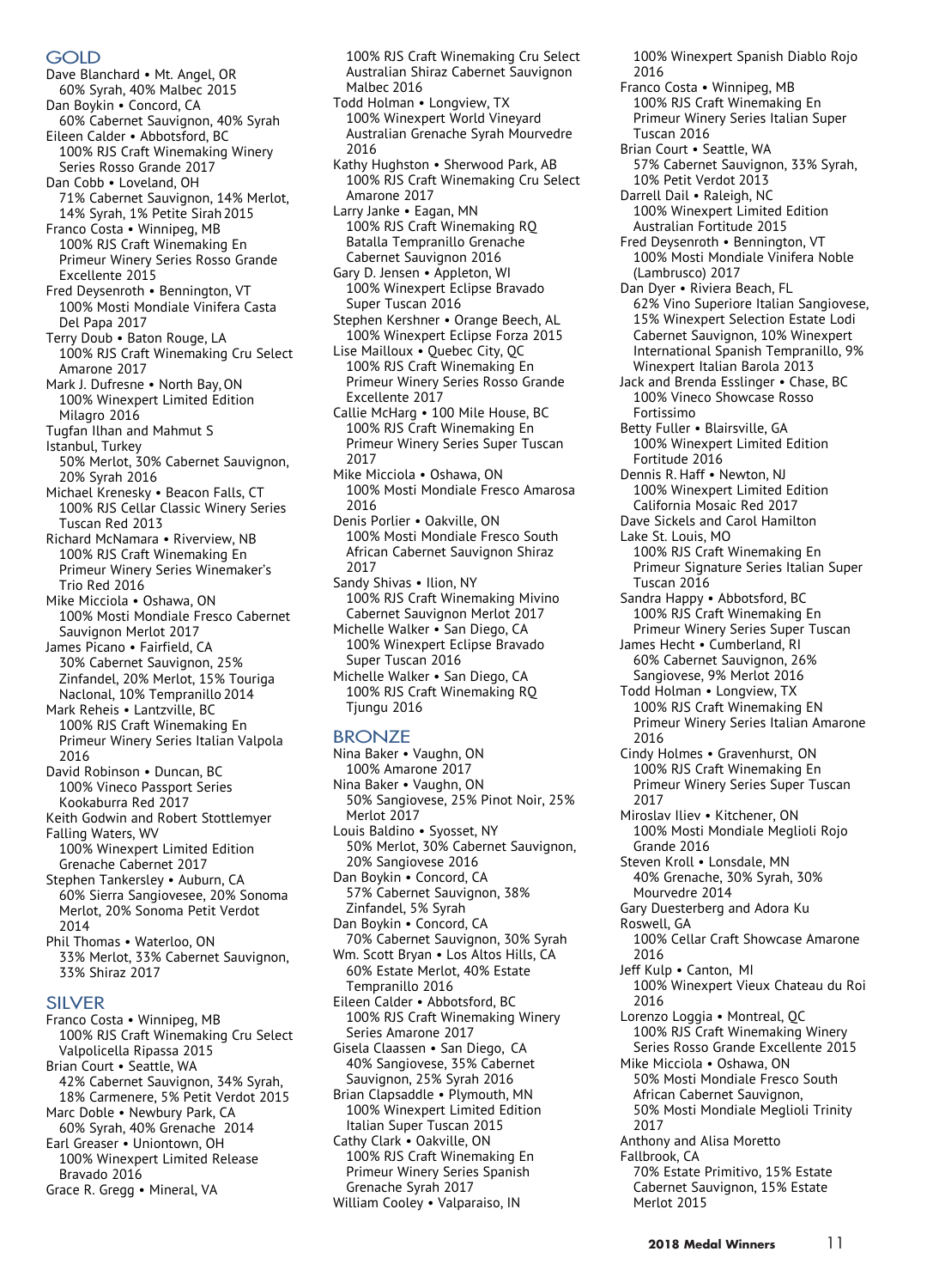## GOLD

Dave Blanchard • Mt. Angel, OR
60% Syrah, 40% Malbec 2015

Dan Boykin • Concord, CA
60% Cabernet Sauvignon, 40% Syrah

Eileen Calder • Abbotsford, BC
100% RJS Craft Winemaking Winery Series Rosso Grande 2017

Dan Cobb • Loveland, OH
71% Cabernet Sauvignon, 14% Merlot, 14% Syrah, 1% Petite Sirah 2015

Franco Costa • Winnipeg, MB
100% RJS Craft Winemaking En Primeur Winery Series Rosso Grande Excellente 2015

Fred Deysenroth • Bennington, VT
100% Mosti Mondiale Vinifera Casta Del Papa 2017

Terry Doub • Baton Rouge, LA
100% RJS Craft Winemaking Cru Select Amarone 2017

Mark J. Dufresne • North Bay, ON
100% Winexpert Limited Edition Milagro 2016

Tugfan Ilhan and Mahmut S
Istanbul, Turkey
50% Merlot, 30% Cabernet Sauvignon, 20% Syrah 2016

Michael Krenesky • Beacon Falls, CT
100% RJS Cellar Classic Winery Series Tuscan Red 2013

Richard McNamara • Riverview, NB
100% RJS Craft Winemaking En Primeur Winery Series Winemaker's Trio Red 2016

Mike Micciola • Oshawa, ON
100% Mosti Mondiale Fresco Cabernet Sauvignon Merlot 2017

James Picano • Fairfield, CA
30% Cabernet Sauvignon, 25% Zinfandel, 20% Merlot, 15% Touriga Naclonal, 10% Tempranillo 2014

Mark Reheis • Lantzville, BC
100% RJS Craft Winemaking En Primeur Winery Series Italian Valpola 2016

David Robinson • Duncan, BC
100% Vineco Passport Series Kookaburra Red 2017

Keith Godwin and Robert Stottlemyer
Falling Waters, WV
100% Winexpert Limited Edition Grenache Cabernet 2017

Stephen Tankersley • Auburn, CA
60% Sierra Sangiovesee, 20% Sonoma Merlot, 20% Sonoma Petit Verdot 2014

Phil Thomas • Waterloo, ON
33% Merlot, 33% Cabernet Sauvignon, 33% Shiraz 2017

## SILVER

Franco Costa • Winnipeg, MB
100% RJS Craft Winemaking Cru Select Valpolicella Ripassa 2015

Brian Court • Seattle, WA
42% Cabernet Sauvignon, 34% Syrah, 18% Carmenere, 5% Petit Verdot 2015

Marc Doble • Newbury Park, CA
60% Syrah, 40% Grenache 2014

Earl Greaser • Uniontown, OH
100% Winexpert Limited Release Bravado 2016

Grace R. Gregg • Mineral, VA
100% RJS Craft Winemaking Cru Select Australian Shiraz Cabernet Sauvignon Malbec 2016

Todd Holman • Longview, TX
100% Winexpert World Vineyard Australian Grenache Syrah Mourvedre 2016

Kathy Hughston • Sherwood Park, AB
100% RJS Craft Winemaking Cru Select Amarone 2017

Larry Janke • Eagan, MN
100% RJS Craft Winemaking RQ Batalla Tempranillo Grenache Cabernet Sauvignon 2016

Gary D. Jensen • Appleton, WI
100% Winexpert Eclipse Bravado Super Tuscan 2016

Stephen Kershner • Orange Beech, AL
100% Winexpert Eclipse Forza 2015

Lise Mailloux • Quebec City, QC
100% RJS Craft Winemaking En Primeur Winery Series Rosso Grande Excellente 2017

Callie McHarg • 100 Mile House, BC
100% RJS Craft Winemaking En Primeur Winery Series Super Tuscan 2017

Mike Micciola • Oshawa, ON
100% Mosti Mondiale Fresco Amarosa 2016

Denis Porlier • Oakville, ON
100% Mosti Mondiale Fresco South African Cabernet Sauvignon Shiraz 2017

Sandy Shivas • Ilion, NY
100% RJS Craft Winemaking Mivino Cabernet Sauvignon Merlot 2017

Michelle Walker • San Diego, CA
100% Winexpert Eclipse Bravado Super Tuscan 2016

Michelle Walker • San Diego, CA
100% RJS Craft Winemaking RQ Tjungu 2016

## BRONZE

Nina Baker • Vaughn, ON
100% Amarone 2017

Nina Baker • Vaughn, ON
50% Sangiovese, 25% Pinot Noir, 25% Merlot 2017

Louis Baldino • Syosset, NY
50% Merlot, 30% Cabernet Sauvignon, 20% Sangiovese 2016

Dan Boykin • Concord, CA
57% Cabernet Sauvignon, 38% Zinfandel, 5% Syrah

Dan Boykin • Concord, CA
70% Cabernet Sauvignon, 30% Syrah

Wm. Scott Bryan • Los Altos Hills, CA
60% Estate Merlot, 40% Estate Tempranillo 2016

Eileen Calder • Abbotsford, BC
100% RJS Craft Winemaking Winery Series Amarone 2017

Gisela Claassen • San Diego, CA
40% Sangiovese, 35% Cabernet Sauvignon, 25% Syrah 2016

Brian Clapsaddle • Plymouth, MN
100% Winexpert Limited Edition Italian Super Tuscan 2015

Cathy Clark • Oakville, ON
100% RJS Craft Winemaking En Primeur Winery Series Spanish Grenache Syrah 2017

William Cooley • Valparaiso, IN
100% Winexpert Spanish Diablo Rojo 2016

Franco Costa • Winnipeg, MB
100% RJS Craft Winemaking En Primeur Winery Series Italian Super Tuscan 2016

Brian Court • Seattle, WA
57% Cabernet Sauvignon, 33% Syrah, 10% Petit Verdot 2013

Darrell Dail • Raleigh, NC
100% Winexpert Limited Edition Australian Fortitude 2015

Fred Deysenroth • Bennington, VT
100% Mosti Mondiale Vinifera Noble (Lambrusco) 2017

Dan Dyer • Riviera Beach, FL
62% Vino Superiore Italian Sangiovese, 15% Winexpert Selection Estate Lodi Cabernet Sauvignon, 10% Winexpert International Spanish Tempranillo, 9% Winexpert Italian Barola 2013

Jack and Brenda Esslinger • Chase, BC
100% Vineco Showcase Rosso Fortissimo

Betty Fuller • Blairsville, GA
100% Winexpert Limited Edition Fortitude 2016

Dennis R. Haff • Newton, NJ
100% Winexpert Limited Edition California Mosaic Red 2017

Dave Sickels and Carol Hamilton
Lake St. Louis, MO
100% RJS Craft Winemaking En Primeur Signature Series Italian Super Tuscan 2016

Sandra Happy • Abbotsford, BC
100% RJS Craft Winemaking En Primeur Winery Series Super Tuscan

James Hecht • Cumberland, RI
60% Cabernet Sauvignon, 26% Sangiovese, 9% Merlot 2016

Todd Holman • Longview, TX
100% RJS Craft Winemaking EN Primeur Winery Series Italian Amarone 2016

Cindy Holmes • Gravenhurst, ON
100% RJS Craft Winemaking En Primeur Winery Series Super Tuscan 2017

Miroslav Iliev • Kitchener, ON
100% Mosti Mondiale Meglioli Rojo Grande 2016

Steven Kroll • Lonsdale, MN
40% Grenache, 30% Syrah, 30% Mourvedre 2014

Gary Duesterberg and Adora Ku
Roswell, GA
100% Cellar Craft Showcase Amarone 2016

Jeff Kulp • Canton, MI
100% Winexpert Vieux Chateau du Roi 2016

Lorenzo Loggia • Montreal, QC
100% RJS Craft Winemaking Winery Series Rosso Grande Excellente 2015

Mike Micciola • Oshawa, ON
50% Mosti Mondiale Fresco South African Cabernet Sauvignon, 50% Mosti Mondiale Meglioli Trinity 2017

Anthony and Alisa Moretto
Fallbrook, CA
70% Estate Primitivo, 15% Estate Cabernet Sauvignon, 15% Estate Merlot 2015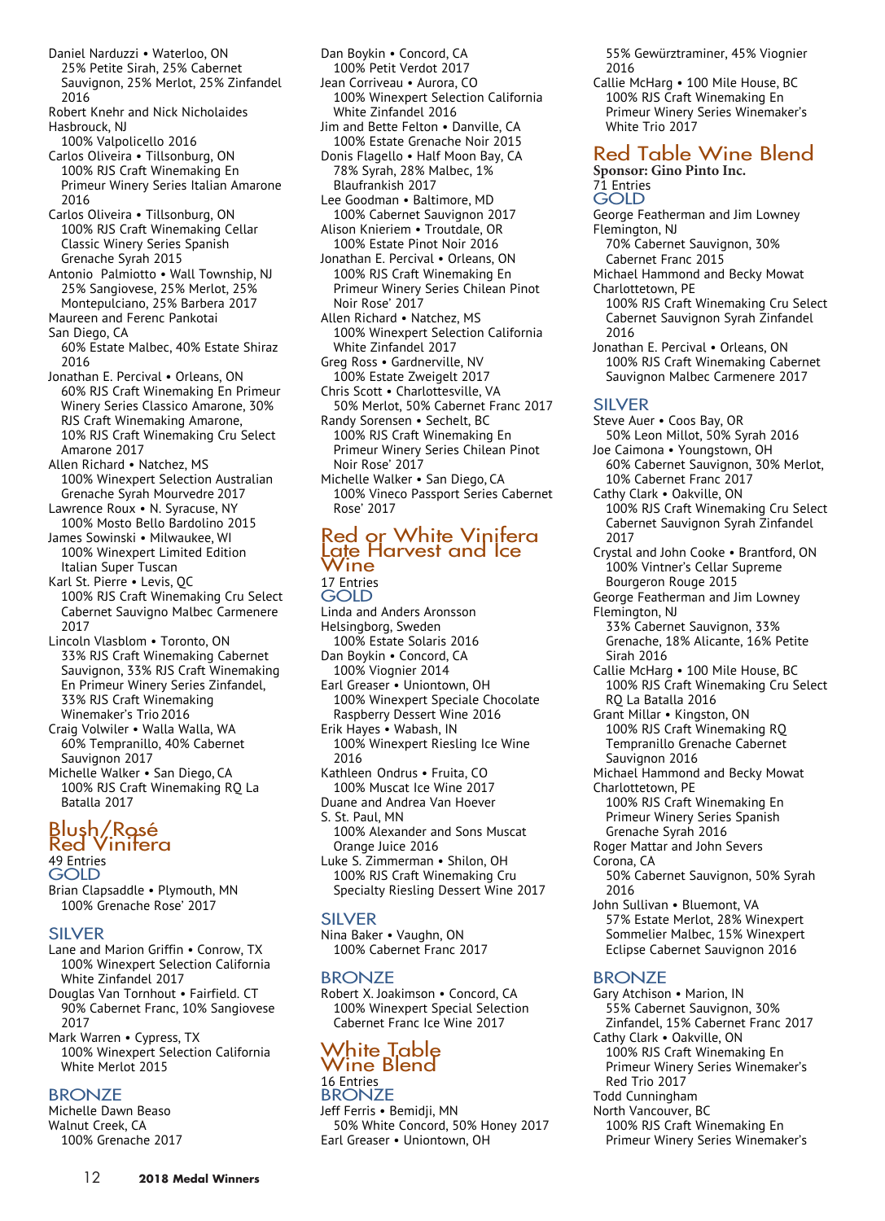Daniel Narduzzi • Waterloo, ON
25% Petite Sirah, 25% Cabernet Sauvignon, 25% Merlot, 25% Zinfandel 2016

Robert Knehr and Nick Nicholaides
Hasbrouck, NJ
100% Valpolicello 2016

Carlos Oliveira • Tillsonburg, ON
100% RJS Craft Winemaking En Primeur Winery Series Italian Amarone 2016

Carlos Oliveira • Tillsonburg, ON
100% RJS Craft Winemaking Cellar Classic Winery Series Spanish Grenache Syrah 2015

Antonio Palmiotto • Wall Township, NJ
25% Sangiovese, 25% Merlot, 25% Montepulciano, 25% Barbera 2017

Maureen and Ferenc Pankotai
San Diego, CA
60% Estate Malbec, 40% Estate Shiraz 2016

Jonathan E. Percival • Orleans, ON
60% RJS Craft Winemaking En Primeur Winery Series Classico Amarone, 30% RJS Craft Winemaking Amarone, 10% RJS Craft Winemaking Cru Select Amarone 2017

Allen Richard • Natchez, MS
100% Winexpert Selection Australian Grenache Syrah Mourvedre 2017

Lawrence Roux • N. Syracuse, NY
100% Mosto Bello Bardolino 2015

James Sowinski • Milwaukee, WI
100% Winexpert Limited Edition Italian Super Tuscan

Karl St. Pierre • Levis, QC
100% RJS Craft Winemaking Cru Select Cabernet Sauvigno Malbec Carmenere 2017

Lincoln Vlasblom • Toronto, ON
33% RJS Craft Winemaking Cabernet Sauvignon, 33% RJS Craft Winemaking En Primeur Winery Series Zinfandel, 33% RJS Craft Winemaking Winemaker's Trio 2016

Craig Volwiler • Walla Walla, WA
60% Tempranillo, 40% Cabernet Sauvignon 2017

Michelle Walker • San Diego, CA
100% RJS Craft Winemaking RQ La Batalla 2017

## Blush/Rosé Red Vinifera

49 Entries

### GOLD

Brian Clapsaddle • Plymouth, MN
100% Grenache Rose' 2017

### SILVER

Lane and Marion Griffin • Conrow, TX
100% Winexpert Selection California White Zinfandel 2017

Douglas Van Tornhout • Fairfield. CT
90% Cabernet Franc, 10% Sangiovese 2017

Mark Warren • Cypress, TX
100% Winexpert Selection California White Merlot 2015

### BRONZE

Michelle Dawn Beaso
Walnut Creek, CA
100% Grenache 2017

Dan Boykin • Concord, CA
100% Petit Verdot 2017

Jean Corriveau • Aurora, CO
100% Winexpert Selection California White Zinfandel 2016

Jim and Bette Felton • Danville, CA
100% Estate Grenache Noir 2015

Donis Flagello • Half Moon Bay, CA
78% Syrah, 28% Malbec, 1% Blaufrankish 2017

Lee Goodman • Baltimore, MD
100% Cabernet Sauvignon 2017

Alison Knieriem • Troutdale, OR
100% Estate Pinot Noir 2016

Jonathan E. Percival • Orleans, ON
100% RJS Craft Winemaking En Primeur Winery Series Chilean Pinot Noir Rose' 2017

Allen Richard • Natchez, MS
100% Winexpert Selection California White Zinfandel 2017

Greg Ross • Gardnerville, NV
100% Estate Zweigelt 2017

Chris Scott • Charlottesville, VA
50% Merlot, 50% Cabernet Franc 2017

Randy Sorensen • Sechelt, BC
100% RJS Craft Winemaking En Primeur Winery Series Chilean Pinot Noir Rose' 2017

Michelle Walker • San Diego, CA
100% Vineco Passport Series Cabernet Rose' 2017

## Red or White Vinifera Late Harvest and Ice Wine

17 Entries

### GOLD

Linda and Anders Aronsson
Helsingborg, Sweden
100% Estate Solaris 2016

Dan Boykin • Concord, CA
100% Viognier 2014

Earl Greaser • Uniontown, OH
100% Winexpert Speciale Chocolate Raspberry Dessert Wine 2016

Erik Hayes • Wabash, IN
100% Winexpert Riesling Ice Wine 2016

Kathleen Ondrus • Fruita, CO
100% Muscat Ice Wine 2017

Duane and Andrea Van Hoever
S. St. Paul, MN
100% Alexander and Sons Muscat Orange Juice 2016

Luke S. Zimmerman • Shilon, OH
100% RJS Craft Winemaking Cru Specialty Riesling Dessert Wine 2017

### SILVER

Nina Baker • Vaughn, ON
100% Cabernet Franc 2017

### BRONZE

Robert X. Joakimson • Concord, CA
100% Winexpert Special Selection Cabernet Franc Ice Wine 2017

## White Table Wine Blend

16 Entries

### BRONZE

Jeff Ferris • Bemidji, MN
50% White Concord, 50% Honey 2017

Earl Greaser • Uniontown, OH
55% Gewürztraminer, 45% Viognier 2016

Callie McHarg • 100 Mile House, BC
100% RJS Craft Winemaking En Primeur Winery Series Winemaker's White Trio 2017

## Red Table Wine Blend

**Sponsor: Gino Pinto Inc.**

71 Entries

### GOLD

George Featherman and Jim Lowney
Flemington, NJ
70% Cabernet Sauvignon, 30% Cabernet Franc 2015

Michael Hammond and Becky Mowat
Charlottetown, PE
100% RJS Craft Winemaking Cru Select Cabernet Sauvignon Syrah Zinfandel 2016

Jonathan E. Percival • Orleans, ON
100% RJS Craft Winemaking Cabernet Sauvignon Malbec Carmenere 2017

### SILVER

Steve Auer • Coos Bay, OR
50% Leon Millot, 50% Syrah 2016

Joe Caimona • Youngstown, OH
60% Cabernet Sauvignon, 30% Merlot, 10% Cabernet Franc 2017

Cathy Clark • Oakville, ON
100% RJS Craft Winemaking Cru Select Cabernet Sauvignon Syrah Zinfandel 2017

Crystal and John Cooke • Brantford, ON
100% Vintner's Cellar Supreme Bourgeron Rouge 2015

George Featherman and Jim Lowney
Flemington, NJ
33% Cabernet Sauvignon, 33% Grenache, 18% Alicante, 16% Petite Sirah 2016

Callie McHarg • 100 Mile House, BC
100% RJS Craft Winemaking Cru Select RQ La Batalla 2016

Grant Millar • Kingston, ON
100% RJS Craft Winemaking RQ Tempranillo Grenache Cabernet Sauvignon 2016

Michael Hammond and Becky Mowat
Charlottetown, PE
100% RJS Craft Winemaking En Primeur Winery Series Spanish Grenache Syrah 2016

Roger Mattar and John Severs
Corona, CA
50% Cabernet Sauvignon, 50% Syrah 2016

John Sullivan • Bluemont, VA
57% Estate Merlot, 28% Winexpert Sommelier Malbec, 15% Winexpert Eclipse Cabernet Sauvignon 2016

### BRONZE

Gary Atchison • Marion, IN
55% Cabernet Sauvignon, 30% Zinfandel, 15% Cabernet Franc 2017

Cathy Clark • Oakville, ON
100% RJS Craft Winemaking En Primeur Winery Series Winemaker's Red Trio 2017

Todd Cunningham
North Vancouver, BC
100% RJS Craft Winemaking En Primeur Winery Series Winemaker's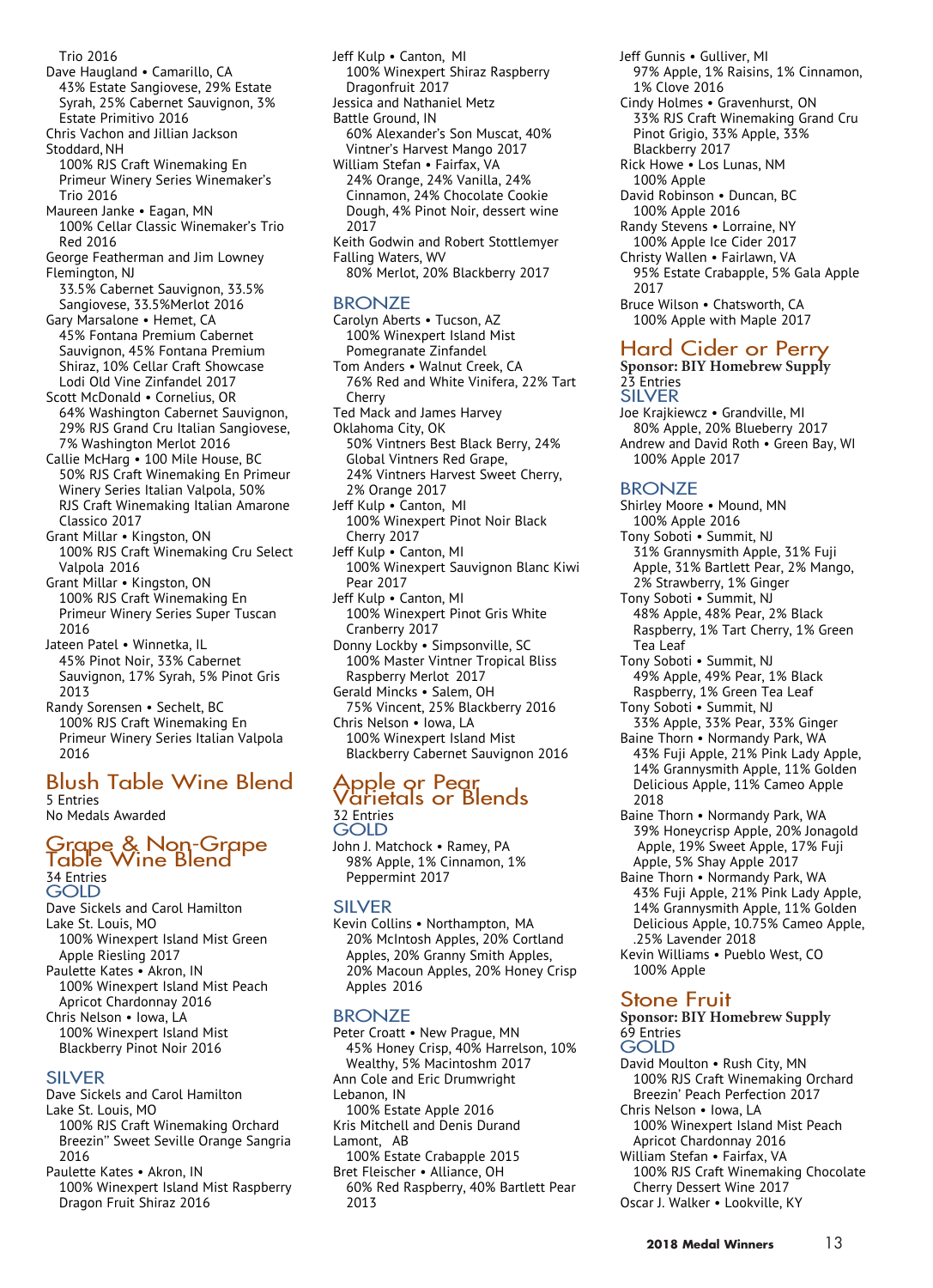Trio 2016

Dave Haugland • Camarillo, CA
43% Estate Sangiovese, 29% Estate Syrah, 25% Cabernet Sauvignon, 3% Estate Primitivo 2016

Chris Vachon and Jillian Jackson
Stoddard, NH
100% RJS Craft Winemaking En Primeur Winery Series Winemaker's Trio 2016

Maureen Janke • Eagan, MN
100% Cellar Classic Winemaker's Trio Red 2016

George Featherman and Jim Lowney
Flemington, NJ
33.5% Cabernet Sauvignon, 33.5% Sangiovese, 33.5%Merlot 2016

Gary Marsalone • Hemet, CA
45% Fontana Premium Cabernet Sauvignon, 45% Fontana Premium Shiraz, 10% Cellar Craft Showcase Lodi Old Vine Zinfandel 2017

Scott McDonald • Cornelius, OR
64% Washington Cabernet Sauvignon, 29% RJS Grand Cru Italian Sangiovese, 7% Washington Merlot 2016

Callie McHarg • 100 Mile House, BC
50% RJS Craft Winemaking En Primeur Winery Series Italian Valpola, 50% RJS Craft Winemaking Italian Amarone Classico 2017

Grant Millar • Kingston, ON
100% RJS Craft Winemaking Cru Select Valpola 2016

Grant Millar • Kingston, ON
100% RJS Craft Winemaking En Primeur Winery Series Super Tuscan 2016

Jateen Patel • Winnetka, IL
45% Pinot Noir, 33% Cabernet Sauvignon, 17% Syrah, 5% Pinot Gris 2013

Randy Sorensen • Sechelt, BC
100% RJS Craft Winemaking En Primeur Winery Series Italian Valpola 2016

## Blush Table Wine Blend

5 Entries
No Medals Awarded

## Grape & Non-Grape Table Wine Blend

34 Entries

### GOLD

Dave Sickels and Carol Hamilton
Lake St. Louis, MO
100% Winexpert Island Mist Green Apple Riesling 2017

Paulette Kates • Akron, IN
100% Winexpert Island Mist Peach Apricot Chardonnay 2016

Chris Nelson • Iowa, LA
100% Winexpert Island Mist Blackberry Pinot Noir 2016

### SILVER

Dave Sickels and Carol Hamilton
Lake St. Louis, MO
100% RJS Craft Winemaking Orchard Breezin" Sweet Seville Orange Sangria 2016

Paulette Kates • Akron, IN
100% Winexpert Island Mist Raspberry Dragon Fruit Shiraz 2016

Jeff Kulp • Canton, MI
100% Winexpert Shiraz Raspberry Dragonfruit 2017

Jessica and Nathaniel Metz
Battle Ground, IN
60% Alexander's Son Muscat, 40% Vintner's Harvest Mango 2017

William Stefan • Fairfax, VA
24% Orange, 24% Vanilla, 24% Cinnamon, 24% Chocolate Cookie Dough, 4% Pinot Noir, dessert wine 2017

Keith Godwin and Robert Stottlemyer
Falling Waters, WV
80% Merlot, 20% Blackberry 2017

### BRONZE

Carolyn Aberts • Tucson, AZ
100% Winexpert Island Mist Pomegranate Zinfandel

Tom Anders • Walnut Creek, CA
76% Red and White Vinifera, 22% Tart Cherry

Ted Mack and James Harvey
Oklahoma City, OK
50% Vintners Best Black Berry, 24% Global Vintners Red Grape, 24% Vintners Harvest Sweet Cherry, 2% Orange 2017

Jeff Kulp • Canton, MI
100% Winexpert Pinot Noir Black Cherry 2017

Jeff Kulp • Canton, MI
100% Winexpert Sauvignon Blanc Kiwi Pear 2017

Jeff Kulp • Canton, MI
100% Winexpert Pinot Gris White Cranberry 2017

Donny Lockby • Simpsonville, SC
100% Master Vintner Tropical Bliss Raspberry Merlot 2017

Gerald Mincks • Salem, OH
75% Vincent, 25% Blackberry 2016

Chris Nelson • Iowa, LA
100% Winexpert Island Mist Blackberry Cabernet Sauvignon 2016

## Apple or Pear Varietals or Blends

32 Entries

### GOLD

John J. Matchock • Ramey, PA
98% Apple, 1% Cinnamon, 1% Peppermint 2017

### SILVER

Kevin Collins • Northampton, MA
20% McIntosh Apples, 20% Cortland Apples, 20% Granny Smith Apples, 20% Macoun Apples, 20% Honey Crisp Apples 2016

### BRONZE

Peter Croatt • New Prague, MN
45% Honey Crisp, 40% Harrelson, 10% Wealthy, 5% Macintoshm 2017

Ann Cole and Eric Drumwright
Lebanon, IN
100% Estate Apple 2016

Kris Mitchell and Denis Durand
Lamont, AB
100% Estate Crabapple 2015

Bret Fleischer • Alliance, OH
60% Red Raspberry, 40% Bartlett Pear 2013

Jeff Gunnis • Gulliver, MI
97% Apple, 1% Raisins, 1% Cinnamon, 1% Clove 2016

Cindy Holmes • Gravenhurst, ON
33% RJS Craft Winemaking Grand Cru Pinot Grigio, 33% Apple, 33% Blackberry 2017

Rick Howe • Los Lunas, NM
100% Apple

David Robinson • Duncan, BC
100% Apple 2016

Randy Stevens • Lorraine, NY
100% Apple Ice Cider 2017

Christy Wallen • Fairlawn, VA
95% Estate Crabapple, 5% Gala Apple 2017

Bruce Wilson • Chatsworth, CA
100% Apple with Maple 2017

## Hard Cider or Perry

**Sponsor: BIY Homebrew Supply**
23 Entries

### SILVER

Joe Krajkiewcz • Grandville, MI
80% Apple, 20% Blueberry 2017

Andrew and David Roth • Green Bay, WI
100% Apple 2017

### BRONZE

Shirley Moore • Mound, MN
100% Apple 2016

Tony Soboti • Summit, NJ
31% Grannysmith Apple, 31% Fuji Apple, 31% Bartlett Pear, 2% Mango, 2% Strawberry, 1% Ginger

Tony Soboti • Summit, NJ
48% Apple, 48% Pear, 2% Black Raspberry, 1% Tart Cherry, 1% Green Tea Leaf

Tony Soboti • Summit, NJ
49% Apple, 49% Pear, 1% Black Raspberry, 1% Green Tea Leaf

Tony Soboti • Summit, NJ
33% Apple, 33% Pear, 33% Ginger

Baine Thorn • Normandy Park, WA
43% Fuji Apple, 21% Pink Lady Apple, 14% Grannysmith Apple, 11% Golden Delicious Apple, 11% Cameo Apple 2018

Baine Thorn • Normandy Park, WA
39% Honeycrisp Apple, 20% Jonagold Apple, 19% Sweet Apple, 17% Fuji Apple, 5% Shay Apple 2017

Baine Thorn • Normandy Park, WA
43% Fuji Apple, 21% Pink Lady Apple, 14% Grannysmith Apple, 11% Golden Delicious Apple, 10.75% Cameo Apple, .25% Lavender 2018

Kevin Williams • Pueblo West, CO
100% Apple

## Stone Fruit

**Sponsor: BIY Homebrew Supply**
69 Entries

### GOLD

David Moulton • Rush City, MN
100% RJS Craft Winemaking Orchard Breezin' Peach Perfection 2017

Chris Nelson • Iowa, LA
100% Winexpert Island Mist Peach Apricot Chardonnay 2016

William Stefan • Fairfax, VA
100% RJS Craft Winemaking Chocolate Cherry Dessert Wine 2017

Oscar J. Walker • Lookville, KY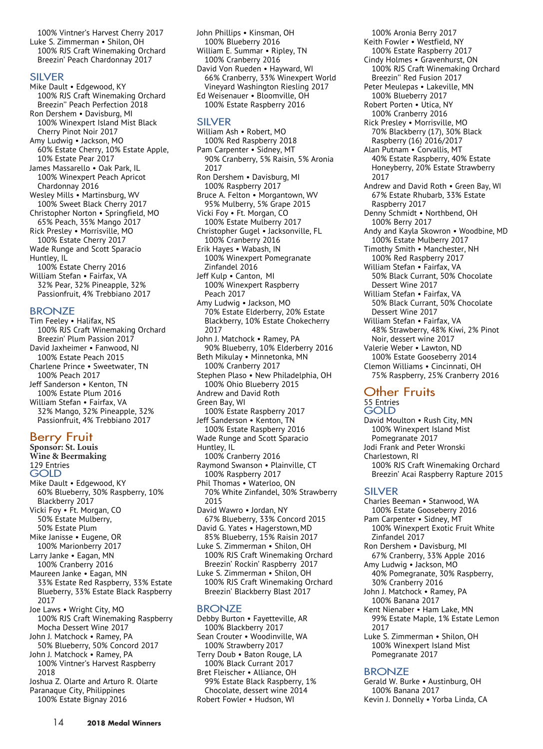100% Vintner's Harvest Cherry 2017

Luke S. Zimmerman • Shilon, OH
100% RJS Craft Winemaking Orchard Breezin' Peach Chardonnay 2017

### SILVER

Mike Dault • Edgewood, KY
100% RJS Craft Winemaking Orchard Breezin" Peach Perfection 2018

Ron Dershem • Davisburg, MI
100% Winexpert Island Mist Black Cherry Pinot Noir 2017

Amy Ludwig • Jackson, MO
60% Estate Cherry, 10% Estate Apple, 10% Estate Pear 2017

James Massarello • Oak Park, IL
100% Winexpert Peach Apricot Chardonnay 2016

Wesley Mills • Martinsburg, WV
100% Sweet Black Cherry 2017

Christopher Norton • Springfield, MO
65% Peach, 35% Mango 2017

Rick Presley • Morrisville, MO
100% Estate Cherry 2017

Wade Runge and Scott Sparacio Huntley, IL
100% Estate Cherry 2016

William Stefan • Fairfax, VA
32% Pear, 32% Pineapple, 32% Passionfruit, 4% Trebbiano 2017

### BRONZE

Tim Feeley • Halifax, NS
100% RJS Craft Winemaking Orchard Breezin' Plum Passion 2017

David Jaxheimer • Fanwood, NJ
100% Estate Peach 2015

Charlene Prince • Sweetwater, TN
100% Peach 2017

Jeff Sanderson • Kenton, TN
100% Estate Plum 2016

William Stefan • Fairfax, VA
32% Mango, 32% Pineapple, 32% Passionfruit, 4% Trebbiano 2017

## Berry Fruit

**Sponsor: St. Louis Wine & Beermaking**
129 Entries

### GOLD

Mike Dault • Edgewood, KY
60% Blueberry, 30% Raspberry, 10% Blackberry 2017

Vicki Foy • Ft. Morgan, CO
50% Estate Mulberry, 50% Estate Plum

Mike Janisse • Eugene, OR
100% Marionberry 2017

Larry Janke • Eagan, MN
100% Cranberry 2016

Maureen Janke • Eagan, MN
33% Estate Red Raspberry, 33% Estate Blueberry, 33% Estate Black Raspberry 2017

Joe Laws • Wright City, MO
100% RJS Craft Winemaking Raspberry Mocha Dessert Wine 2017

John J. Matchock • Ramey, PA
50% Blueberry, 50% Concord 2017

John J. Matchock • Ramey, PA
100% Vintner's Harvest Raspberry 2018

Joshua Z. Olarte and Arturo R. Olarte Paranaque City, Philippines
100% Estate Bignay 2016

John Phillips • Kinsman, OH
100% Blueberry 2016

William E. Summar • Ripley, TN
100% Cranberry 2016

David Von Rueden • Hayward, WI
66% Cranberry, 33% Winexpert World Vineyard Washington Riesling 2017

Ed Weisenauer • Bloomville, OH
100% Estate Raspberry 2016

### SILVER

William Ash • Robert, MO
100% Red Raspberry 2018

Pam Carpenter • Sidney, MT
90% Cranberry, 5% Raisin, 5% Aronia 2017

Ron Dershem • Davisburg, MI
100% Raspberry 2017

Bruce A. Felton • Morgantown, WV
95% Mulberry, 5% Grape 2015

Vicki Foy • Ft. Morgan, CO
100% Estate Mulberry 2017

Christopher Gugel • Jacksonville, FL
100% Cranberry 2016

Erik Hayes • Wabash, IN
100% Winexpert Pomegranate Zinfandel 2016

Jeff Kulp • Canton, MI
100% Winexpert Raspberry Peach 2017

Amy Ludwig • Jackson, MO
70% Estate Elderberry, 20% Estate Blackberry, 10% Estate Chokecherry 2017

John J. Matchock • Ramey, PA
90% Blueberry, 10% Elderberry 2016

Beth Mikulay • Minnetonka, MN
100% Cranberry 2017

Stephen Plaso • New Philadelphia, OH
100% Ohio Blueberry 2015

Andrew and David Roth Green Bay, WI
100% Estate Raspberry 2017

Jeff Sanderson • Kenton, TN
100% Estate Raspberry 2016

Wade Runge and Scott Sparacio Huntley, IL
100% Cranberry 2016

Raymond Swanson • Plainville, CT
100% Raspberry 2017

Phil Thomas • Waterloo, ON
70% White Zinfandel, 30% Strawberry 2015

David Wawro • Jordan, NY
67% Blueberry, 33% Concord 2015

David G. Yates • Hagerstown, MD
85% Blueberry, 15% Raisin 2017

Luke S. Zimmerman • Shilon, OH
100% RJS Craft Winemaking Orchard Breezin' Rockin' Raspberry 2017

Luke S. Zimmerman • Shilon, OH
100% RJS Craft Winemaking Orchard Breezin' Blackberry Blast 2017

### BRONZE

Debby Burton • Fayetteville, AR
100% Blackberry 2017

Sean Crouter • Woodinville, WA
100% Strawberry 2017

Terry Doub • Baton Rouge, LA
100% Black Currant 2017

Bret Fleischer • Alliance, OH
99% Estate Black Raspberry, 1% Chocolate, dessert wine 2014

Robert Fowler • Hudson, WI
100% Aronia Berry 2017

Keith Fowler • Westfield, NY
100% Estate Raspberry 2017

Cindy Holmes • Gravenhurst, ON
100% RJS Craft Winemaking Orchard Breezin" Red Fusion 2017

Peter Meulepas • Lakeville, MN
100% Blueberry 2017

Robert Porten • Utica, NY
100% Cranberry 2016

Rick Presley • Morrisville, MO
70% Blackberry (17), 30% Black Raspberry (16) 2016/2017

Alan Putnam • Corvallis, MT
40% Estate Raspberry, 40% Estate Honeyberry, 20% Estate Strawberry 2017

Andrew and David Roth • Green Bay, WI
67% Estate Rhubarb, 33% Estate Raspberry 2017

Denny Schmidt • Northbend, OH
100% Berry 2017

Andy and Kayla Skowron • Woodbine, MD
100% Estate Mulberry 2017

Timothy Smith • Manchester, NH
100% Red Raspberry 2017

William Stefan • Fairfax, VA
50% Black Currant, 50% Chocolate Dessert Wine 2017

William Stefan • Fairfax, VA
50% Black Currant, 50% Chocolate Dessert Wine 2017

William Stefan • Fairfax, VA
48% Strawberry, 48% Kiwi, 2% Pinot Noir, dessert wine 2017

Valerie Weber • Lawton, ND
100% Estate Gooseberry 2014

Clemon Williams • Cincinnati, OH
75% Raspberry, 25% Cranberry 2016

## Other Fruits

55 Entries

### GOLD

David Moulton • Rush City, MN
100% Winexpert Island Mist Pomegranate 2017

Jodi Frank and Peter Wronski Charlestown, RI
100% RJS Craft Winemaking Orchard Breezin' Acai Raspberry Rapture 2015

### SILVER

Charles Beeman • Stanwood, WA
100% Estate Gooseberry 2016

Pam Carpenter • Sidney, MT
100% Winexpert Exotic Fruit White Zinfandel 2017

Ron Dershem • Davisburg, MI
67% Cranberry, 33% Apple 2016

Amy Ludwig • Jackson, MO
40% Pomegranate, 30% Raspberry, 30% Cranberry 2016

John J. Matchock • Ramey, PA
100% Banana 2017

Kent Nienaber • Ham Lake, MN
99% Estate Maple, 1% Estate Lemon 2017

Luke S. Zimmerman • Shilon, OH
100% Winexpert Island Mist Pomegranate 2017

### BRONZE

Gerald W. Burke • Austinburg, OH
100% Banana 2017

Kevin J. Donnelly • Yorba Linda, CA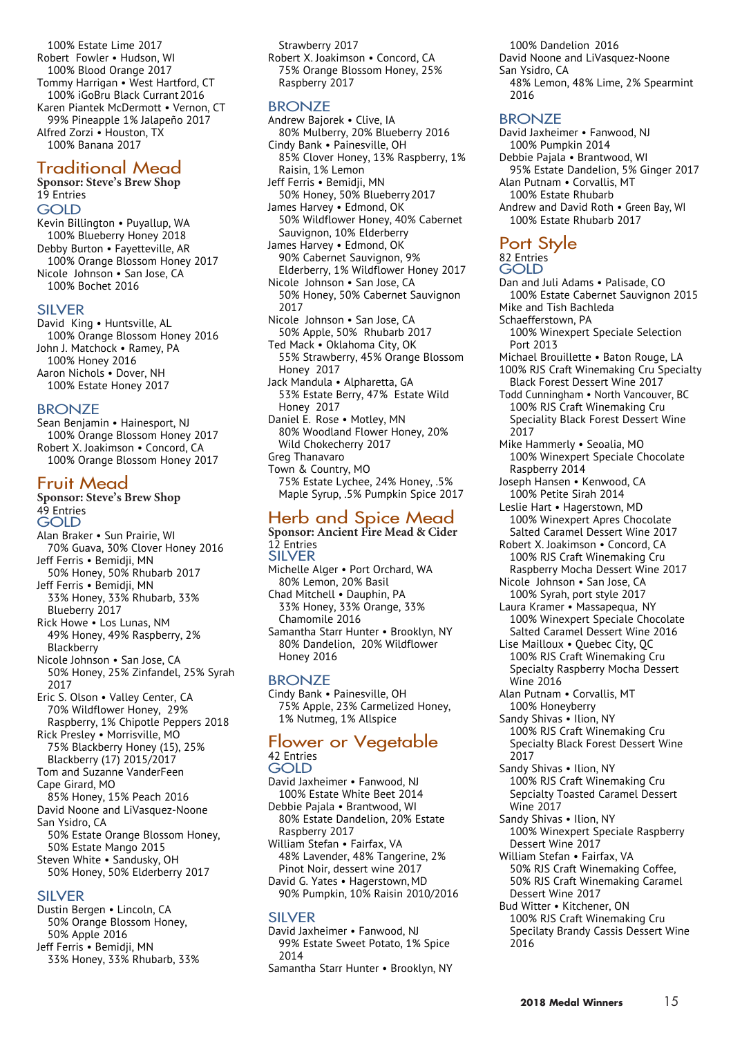100% Estate Lime 2017
Robert Fowler • Hudson, WI
100% Blood Orange 2017
Tommy Harrigan • West Hartford, CT
100% iGoBru Black Currant 2016
Karen Piantek McDermott • Vernon, CT
99% Pineapple 1% Jalapeño 2017
Alfred Zorzi • Houston, TX
100% Banana 2017

## Traditional Mead

**Sponsor: Steve's Brew Shop**
19 Entries

### GOLD

Kevin Billington • Puyallup, WA
100% Blueberry Honey 2018
Debby Burton • Fayetteville, AR
100% Orange Blossom Honey 2017
Nicole Johnson • San Jose, CA
100% Bochet 2016

### SILVER

David King • Huntsville, AL
100% Orange Blossom Honey 2016
John J. Matchock • Ramey, PA
100% Honey 2016
Aaron Nichols • Dover, NH
100% Estate Honey 2017

### BRONZE

Sean Benjamin • Hainesport, NJ
100% Orange Blossom Honey 2017
Robert X. Joakimson • Concord, CA
100% Orange Blossom Honey 2017

## Fruit Mead

**Sponsor: Steve's Brew Shop**
49 Entries

### GOLD

Alan Braker • Sun Prairie, WI
70% Guava, 30% Clover Honey 2016
Jeff Ferris • Bemidji, MN
50% Honey, 50% Rhubarb 2017
Jeff Ferris • Bemidji, MN
33% Honey, 33% Rhubarb, 33% Blueberry 2017
Rick Howe • Los Lunas, NM
49% Honey, 49% Raspberry, 2% Blackberry
Nicole Johnson • San Jose, CA
50% Honey, 25% Zinfandel, 25% Syrah 2017
Eric S. Olson • Valley Center, CA
70% Wildflower Honey, 29% Raspberry, 1% Chipotle Peppers 2018
Rick Presley • Morrisville, MO
75% Blackberry Honey (15), 25% Blackberry (17) 2015/2017
Tom and Suzanne VanderFeen
Cape Girard, MO
85% Honey, 15% Peach 2016
David Noone and LiVasquez-Noone
San Ysidro, CA
50% Estate Orange Blossom Honey, 50% Estate Mango 2015
Steven White • Sandusky, OH
50% Honey, 50% Elderberry 2017

### SILVER

Dustin Bergen • Lincoln, CA
50% Orange Blossom Honey, 50% Apple 2016
Jeff Ferris • Bemidji, MN
33% Honey, 33% Rhubarb, 33% Strawberry 2017
Robert X. Joakimson • Concord, CA
75% Orange Blossom Honey, 25% Raspberry 2017

### BRONZE

Andrew Bajorek • Clive, IA
80% Mulberry, 20% Blueberry 2016
Cindy Bank • Painesville, OH
85% Clover Honey, 13% Raspberry, 1% Raisin, 1% Lemon
Jeff Ferris • Bemidji, MN
50% Honey, 50% Blueberry 2017
James Harvey • Edmond, OK
50% Wildflower Honey, 40% Cabernet Sauvignon, 10% Elderberry
James Harvey • Edmond, OK
90% Cabernet Sauvignon, 9% Elderberry, 1% Wildflower Honey 2017
Nicole Johnson • San Jose, CA
50% Honey, 50% Cabernet Sauvignon 2017
Nicole Johnson • San Jose, CA
50% Apple, 50% Rhubarb 2017
Ted Mack • Oklahoma City, OK
55% Strawberry, 45% Orange Blossom Honey 2017
Jack Mandula • Alpharetta, GA
53% Estate Berry, 47% Estate Wild Honey 2017
Daniel E. Rose • Motley, MN
80% Woodland Flower Honey, 20% Wild Chokecherry 2017
Greg Thanavaro
Town & Country, MO
75% Estate Lychee, 24% Honey, .5% Maple Syrup, .5% Pumpkin Spice 2017

## Herb and Spice Mead

**Sponsor: Ancient Fire Mead & Cider**
12 Entries

### SILVER

Michelle Alger • Port Orchard, WA
80% Lemon, 20% Basil
Chad Mitchell • Dauphin, PA
33% Honey, 33% Orange, 33% Chamomile 2016
Samantha Starr Hunter • Brooklyn, NY
80% Dandelion, 20% Wildflower Honey 2016

### BRONZE

Cindy Bank • Painesville, OH
75% Apple, 23% Carmelized Honey, 1% Nutmeg, 1% Allspice

## Flower or Vegetable

42 Entries

### GOLD

David Jaxheimer • Fanwood, NJ
100% Estate White Beet 2014
Debbie Pajala • Brantwood, WI
80% Estate Dandelion, 20% Estate Raspberry 2017
William Stefan • Fairfax, VA
48% Lavender, 48% Tangerine, 2% Pinot Noir, dessert wine 2017
David G. Yates • Hagerstown, MD
90% Pumpkin, 10% Raisin 2010/2016

### SILVER

David Jaxheimer • Fanwood, NJ
99% Estate Sweet Potato, 1% Spice 2014
Samantha Starr Hunter • Brooklyn, NY
100% Dandelion 2016
David Noone and LiVasquez-Noone
San Ysidro, CA
48% Lemon, 48% Lime, 2% Spearmint 2016

### BRONZE

David Jaxheimer • Fanwood, NJ
100% Pumpkin 2014
Debbie Pajala • Brantwood, WI
95% Estate Dandelion, 5% Ginger 2017
Alan Putnam • Corvallis, MT
100% Estate Rhubarb
Andrew and David Roth • Green Bay, WI
100% Estate Rhubarb 2017

## Port Style

82 Entries

### GOLD

Dan and Juli Adams • Palisade, CO
100% Estate Cabernet Sauvignon 2015
Mike and Tish Bachleda
Schaefferstown, PA
100% Winexpert Speciale Selection Port 2013
Michael Brouillette • Baton Rouge, LA
100% RJS Craft Winemaking Cru Specialty Black Forest Dessert Wine 2017
Todd Cunningham • North Vancouver, BC
100% RJS Craft Winemaking Cru Speciality Black Forest Dessert Wine 2017
Mike Hammerly • Seoalia, MO
100% Winexpert Speciale Chocolate Raspberry 2014
Joseph Hansen • Kenwood, CA
100% Petite Sirah 2014
Leslie Hart • Hagerstown, MD
100% Winexpert Apres Chocolate Salted Caramel Dessert Wine 2017
Robert X. Joakimson • Concord, CA
100% RJS Craft Winemaking Cru Raspberry Mocha Dessert Wine 2017
Nicole Johnson • San Jose, CA
100% Syrah, port style 2017
Laura Kramer • Massapequa, NY
100% Winexpert Speciale Chocolate Salted Caramel Dessert Wine 2016
Lise Mailloux • Quebec City, QC
100% RJS Craft Winemaking Cru Specialty Raspberry Mocha Dessert Wine 2016
Alan Putnam • Corvallis, MT
100% Honeyberry
Sandy Shivas • Ilion, NY
100% RJS Craft Winemaking Cru Specialty Black Forest Dessert Wine 2017
Sandy Shivas • Ilion, NY
100% RJS Craft Winemaking Cru Sepcialty Toasted Caramel Dessert Wine 2017
Sandy Shivas • Ilion, NY
100% Winexpert Speciale Raspberry Dessert Wine 2017
William Stefan • Fairfax, VA
50% RJS Craft Winemaking Coffee, 50% RJS Craft Winemaking Caramel Dessert Wine 2017
Bud Witter • Kitchener, ON
100% RJS Craft Winemaking Cru Specialty Brandy Cassis Dessert Wine 2016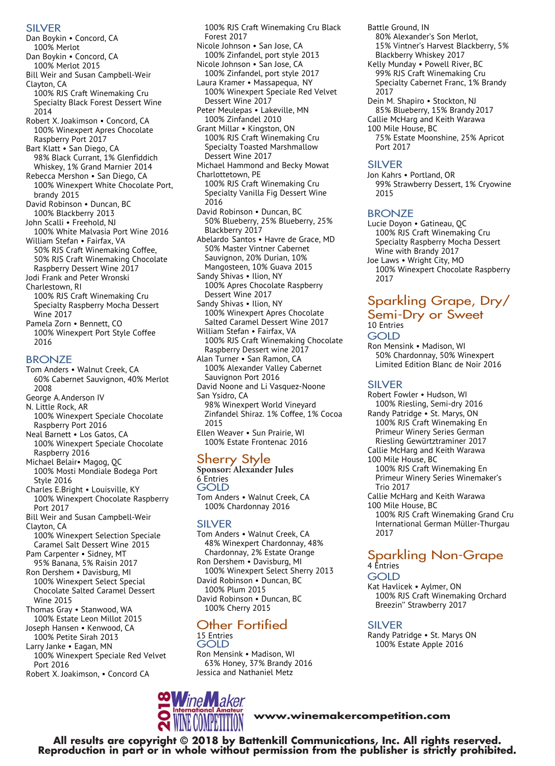## SILVER

Dan Boykin • Concord, CA
100% Merlot

Dan Boykin • Concord, CA
100% Merlot 2015

Bill Weir and Susan Campbell-Weir
Clayton, CA
100% RJS Craft Winemaking Cru Specialty Black Forest Dessert Wine 2014

Robert X. Joakimson • Concord, CA
100% Winexpert Apres Chocolate Raspberry Port 2017

Bart Klatt • San Diego, CA
98% Black Currant, 1% Glenfiddich Whiskey, 1% Grand Marnier 2014

Rebecca Mershon • San Diego, CA
100% Winexpert White Chocolate Port, brandy 2015

David Robinson • Duncan, BC
100% Blackberry 2013

John Scalli • Freehold, NJ
100% White Malvasia Port Wine 2016

William Stefan • Fairfax, VA
50% RJS Craft Winemaking Coffee, 50% RJS Craft Winemaking Chocolate Raspberry Dessert Wine 2017

Jodi Frank and Peter Wronski
Charlestown, RI
100% RJS Craft Winemaking Cru Specialty Raspberry Mocha Dessert Wine 2017

Pamela Zorn • Bennett, CO
100% Winexpert Port Style Coffee 2016

## BRONZE

Tom Anders • Walnut Creek, CA
60% Cabernet Sauvignon, 40% Merlot 2008

George A. Anderson IV
N. Little Rock, AR
100% Winexpert Speciale Chocolate Raspberry Port 2016

Neal Barnett • Los Gatos, CA
100% Winexpert Speciale Chocolate Raspberry 2016

Michael Belair• Magog, QC
100% Mosti Mondiale Bodega Port Style 2016

Charles E.Bright • Louisville, KY
100% Winexpert Chocolate Raspberry Port 2017

Bill Weir and Susan Campbell-Weir
Clayton, CA
100% Winexpert Selection Speciale Caramel Salt Dessert Wine 2015

Pam Carpenter • Sidney, MT
95% Banana, 5% Raisin 2017

Ron Dershem • Davisburg, MI
100% Winexpert Select Special Chocolate Salted Caramel Dessert Wine 2015

Thomas Gray • Stanwood, WA
100% Estate Leon Millot 2015

Joseph Hansen • Kenwood, CA
100% Petite Sirah 2013

Larry Janke • Eagan, MN
100% Winexpert Speciale Red Velvet Port 2016

Robert X. Joakimson, • Concord CA
100% RJS Craft Winemaking Cru Black Forest 2017

Nicole Johnson • San Jose, CA
100% Zinfandel, port style 2013

Nicole Johnson • San Jose, CA
100% Zinfandel, port style 2017

Laura Kramer • Massapequa, NY
100% Winexpert Speciale Red Velvet Dessert Wine 2017

Peter Meulepas • Lakeville, MN
100% Zinfandel 2010

Grant Millar • Kingston, ON
100% RJS Craft Winemaking Cru Specialty Toasted Marshmallow Dessert Wine 2017

Michael Hammond and Becky Mowat
Charlottetown, PE
100% RJS Craft Winemaking Cru Specialty Vanilla Fig Dessert Wine 2016

David Robinson • Duncan, BC
50% Blueberry, 25% Blueberry, 25% Blackberry 2017

Abelardo Santos • Havre de Grace, MD
50% Master Vintner Cabernet Sauvignon, 20% Durian, 10% Mangosteen, 10% Guava 2015

Sandy Shivas • Ilion, NY
100% Apres Chocolate Raspberry Dessert Wine 2017

Sandy Shivas • Ilion, NY
100% Winexpert Apres Chocolate Salted Caramel Dessert Wine 2017

William Stefan • Fairfax, VA
100% RJS Craft Winemaking Chocolate Raspberry Dessert wine 2017

Alan Turner • San Ramon, CA
100% Alexander Valley Cabernet Sauvignon Port 2016

David Noone and Li Vasquez-Noone
San Ysidro, CA
98% Winexpert World Vineyard Zinfandel Shiraz. 1% Coffee, 1% Cocoa 2015

Ellen Weaver • Sun Prairie, WI
100% Estate Frontenac 2016

# Sherry Style

**Sponsor: Alexander Jules**

6 Entries

## GOLD

Tom Anders • Walnut Creek, CA
100% Chardonnay 2016

## SILVER

Tom Anders • Walnut Creek, CA
48% Winexpert Chardonnay, 48% Chardonnay, 2% Estate Orange

Ron Dershem • Davisburg, MI
100% Winexpert Select Sherry 2013

David Robinson • Duncan, BC
100% Plum 2015

David Robinson • Duncan, BC
100% Cherry 2015

# Other Fortified

15 Entries

## GOLD

Ron Mensink • Madison, WI
63% Honey, 37% Brandy 2016

Jessica and Nathaniel Metz
Battle Ground, IN
80% Alexander's Son Merlot, 15% Vintner's Harvest Blackberry, 5% Blackberry Whiskey 2017

Kelly Munday • Powell River, BC
99% RJS Craft Winemaking Cru Specialty Cabernet Franc, 1% Brandy 2017

Dein M. Shapiro • Stockton, NJ
85% Blueberry, 15% Brandy 2017

Callie McHarg and Keith Warawa
100 Mile House, BC
75% Estate Moonshine, 25% Apricot Port 2017

## SILVER

Jon Kahrs • Portland, OR
99% Strawberry Dessert, 1% Cryowine 2015

## BRONZE

Lucie Doyon • Gatineau, QC
100% RJS Craft Winemaking Cru Specialty Raspberry Mocha Dessert Wine with Brandy 2017

Joe Laws • Wright City, MO
100% Winexpert Chocolate Raspberry 2017

# Sparkling Grape, Dry/ Semi-Dry or Sweet

10 Entries

## GOLD

Ron Mensink • Madison, WI
50% Chardonnay, 50% Winexpert Limited Edition Blanc de Noir 2016

## SILVER

Robert Fowler • Hudson, WI
100% Riesling, Semi-dry 2016

Randy Patridge • St. Marys, ON
100% RJS Craft Winemaking En Primeur Winery Series German Riesling Gewürztraminer 2017

Callie McHarg and Keith Warawa
100 Mile House, BC
100% RJS Craft Winemaking En Primeur Winery Series Winemaker's Trio 2017

Callie McHarg and Keith Warawa
100 Mile House, BC
100% RJS Craft Winemaking Grand Cru International German Müller-Thurgau 2017

# Sparkling Non-Grape

4 Entries

## GOLD

Kat Havlicek • Aylmer, ON
100% RJS Craft Winemaking Orchard Breezin" Strawberry 2017

## SILVER

Randy Patridge • St. Marys ON
100% Estate Apple 2016

2018 WineMaker International Amateur Wine Competition

**www.winemakercompetition.com**

**All results are copyright © 2018 by Battenkill Communications, Inc. All rights reserved. Reproduction in part or in whole without permission from the publisher is strictly prohibited.**